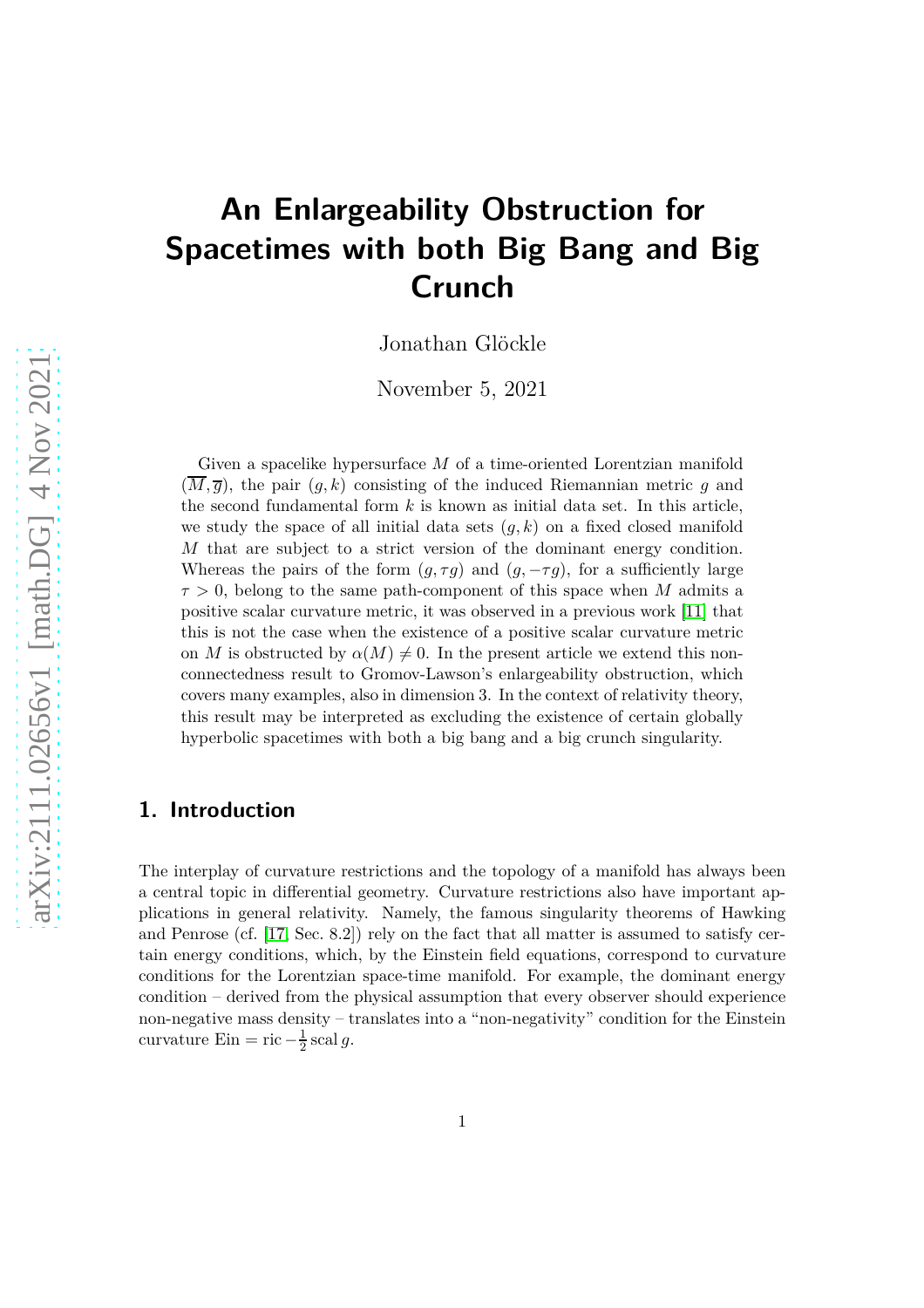# An Enlargeability Obstruction for Spacetimes with both Big Bang and Big Crunch

Jonathan Glöckle

November 5, 2021

Given a spacelike hypersurface $M$ of a time-oriented Lorentzian manifold $(\overline{M}, \overline{g})$, the pair $(g, k)$ consisting of the induced Riemannian metric $g$ and the second fundamental form $k$ is known as initial data set. In this article, we study the space of all initial data sets $(g, k)$ on a fixed closed manifold $M$ that are subject to a strict version of the dominant energy condition. Whereas the pairs of the form $(g, \tau g)$ and $(g, -\tau g)$, for a sufficiently large $\tau > 0$, belong to the same path-component of this space when $M$ admits a positive scalar curvature metric, it was observed in a previous work [11] that this is not the case when the existence of a positive scalar curvature metric on $M$ is obstructed by $\alpha(M) \neq 0$. In the present article we extend this non-connectedness result to Gromov-Lawson's enlargeability obstruction, which covers many examples, also in dimension 3. In the context of relativity theory, this result may be interpreted as excluding the existence of certain globally hyperbolic spacetimes with both a big bang and a big crunch singularity.

## 1. Introduction

The interplay of curvature restrictions and the topology of a manifold has always been a central topic in differential geometry. Curvature restrictions also have important applications in general relativity. Namely, the famous singularity theorems of Hawking and Penrose (cf. [17, Sec. 8.2]) rely on the fact that all matter is assumed to satisfy certain energy conditions, which, by the Einstein field equations, correspond to curvature conditions for the Lorentzian space-time manifold. For example, the dominant energy condition – derived from the physical assumption that every observer should experience non-negative mass density – translates into a "non-negativity" condition for the Einstein curvature $\mathrm{Ein} = \mathrm{ric} - \frac{1}{2} \mathrm{scal}\, g$.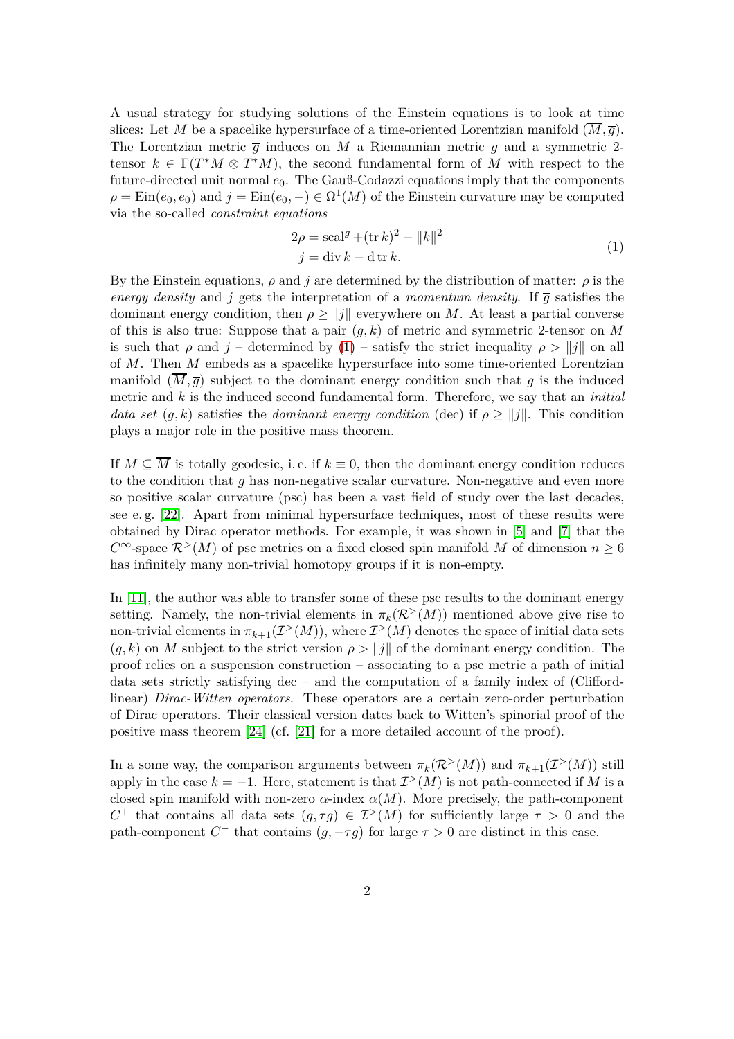A usual strategy for studying solutions of the Einstein equations is to look at time slices: Let $M$ be a spacelike hypersurface of a time-oriented Lorentzian manifold $(\overline{M}, \overline{g})$. The Lorentzian metric $\overline{g}$ induces on $M$ a Riemannian metric $g$ and a symmetric 2-tensor $k \in \Gamma(T^*M \otimes T^*M)$, the second fundamental form of $M$ with respect to the future-directed unit normal $e_0$. The Gauß-Codazzi equations imply that the components $\rho = \mathrm{Ein}(e_0, e_0)$ and $j = \mathrm{Ein}(e_0, -) \in \Omega^1(M)$ of the Einstein curvature may be computed via the so-called *constraint equations*

$$
\begin{aligned}
2\rho &= \mathrm{scal}^g + (\mathrm{tr}\, k)^2 - \|k\|^2 \\
j &= \mathrm{div}\, k - \mathrm{d}\, \mathrm{tr}\, k.
\end{aligned}
\tag{1}
$$

By the Einstein equations, $\rho$ and $j$ are determined by the distribution of matter: $\rho$ is the *energy density* and $j$ gets the interpretation of a *momentum density*. If $\overline{g}$ satisfies the dominant energy condition, then $\rho \geq \|j\|$ everywhere on $M$. At least a partial converse of this is also true: Suppose that a pair $(g, k)$ of metric and symmetric 2-tensor on $M$ is such that $\rho$ and $j$ – determined by (1) – satisfy the strict inequality $\rho > \|j\|$ on all of $M$. Then $M$ embeds as a spacelike hypersurface into some time-oriented Lorentzian manifold $(\overline{M}, \overline{g})$ subject to the dominant energy condition such that $g$ is the induced metric and $k$ is the induced second fundamental form. Therefore, we say that an *initial data set* $(g, k)$ satisfies the *dominant energy condition* (dec) if $\rho \geq \|j\|$. This condition plays a major role in the positive mass theorem.

If $M \subseteq \overline{M}$ is totally geodesic, i. e. if $k \equiv 0$, then the dominant energy condition reduces to the condition that $g$ has non-negative scalar curvature. Non-negative and even more so positive scalar curvature (psc) has been a vast field of study over the last decades, see e. g. [22]. Apart from minimal hypersurface techniques, most of these results were obtained by Dirac operator methods. For example, it was shown in [5] and [7] that the $C^\infty$-space $\mathcal{R}^>(M)$ of psc metrics on a fixed closed spin manifold $M$ of dimension $n \geq 6$ has infinitely many non-trivial homotopy groups if it is non-empty.

In [11], the author was able to transfer some of these psc results to the dominant energy setting. Namely, the non-trivial elements in $\pi_k(\mathcal{R}^>(M))$ mentioned above give rise to non-trivial elements in $\pi_{k+1}(\mathcal{I}^>(M))$, where $\mathcal{I}^>(M)$ denotes the space of initial data sets $(g, k)$ on $M$ subject to the strict version $\rho > \|j\|$ of the dominant energy condition. The proof relies on a suspension construction – associating to a psc metric a path of initial data sets strictly satisfying dec – and the computation of a family index of (Clifford-linear) *Dirac-Witten operators*. These operators are a certain zero-order perturbation of Dirac operators. Their classical version dates back to Witten's spinorial proof of the positive mass theorem [24] (cf. [21] for a more detailed account of the proof).

In a some way, the comparison arguments between $\pi_k(\mathcal{R}^>(M))$ and $\pi_{k+1}(\mathcal{I}^>(M))$ still apply in the case $k = -1$. Here, statement is that $\mathcal{I}^>(M)$ is not path-connected if $M$ is a closed spin manifold with non-zero $\alpha$-index $\alpha(M)$. More precisely, the path-component $C^+$ that contains all data sets $(g, \tau g) \in \mathcal{I}^>(M)$ for sufficiently large $\tau > 0$ and the path-component $C^-$ that contains $(g, -\tau g)$ for large $\tau > 0$ are distinct in this case.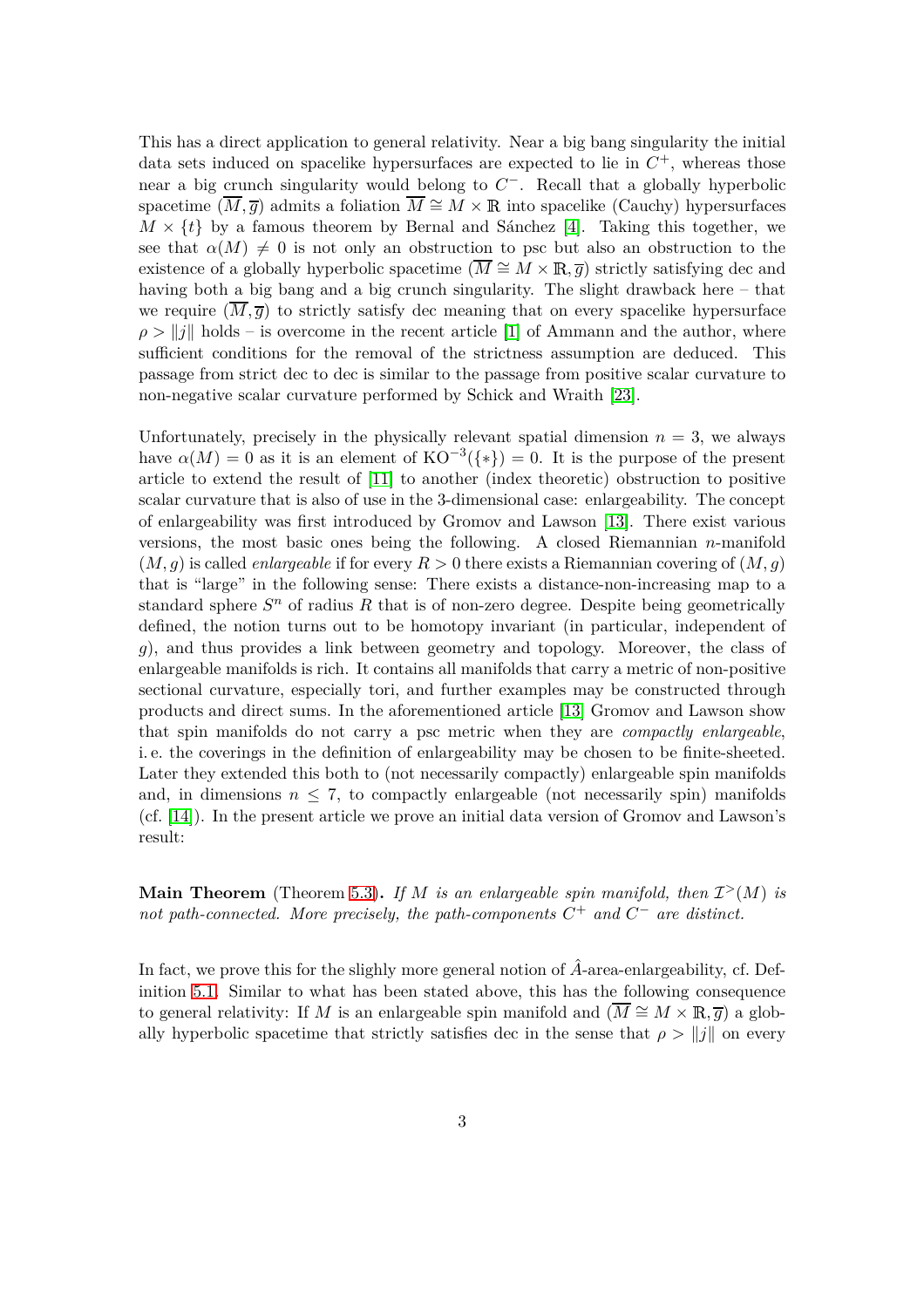This has a direct application to general relativity. Near a big bang singularity the initial data sets induced on spacelike hypersurfaces are expected to lie in $C^+$, whereas those near a big crunch singularity would belong to $C^-$. Recall that a globally hyperbolic spacetime $(\overline{M}, \overline{g})$ admits a foliation $\overline{M} \cong M \times \mathbb{R}$ into spacelike (Cauchy) hypersurfaces $M \times \{t\}$ by a famous theorem by Bernal and Sánchez [4]. Taking this together, we see that $\alpha(M) \neq 0$ is not only an obstruction to psc but also an obstruction to the existence of a globally hyperbolic spacetime $(\overline{M} \cong M \times \mathbb{R}, \overline{g})$ strictly satisfying dec and having both a big bang and a big crunch singularity. The slight drawback here – that we require $(\overline{M}, \overline{g})$ to strictly satisfy dec meaning that on every spacelike hypersurface $\rho > \|j\|$ holds – is overcome in the recent article [1] of Ammann and the author, where sufficient conditions for the removal of the strictness assumption are deduced. This passage from strict dec to dec is similar to the passage from positive scalar curvature to non-negative scalar curvature performed by Schick and Wraith [23].

Unfortunately, precisely in the physically relevant spatial dimension $n = 3$, we always have $\alpha(M) = 0$ as it is an element of $\mathrm{KO}^{-3}(\{*\}) = 0$. It is the purpose of the present article to extend the result of [11] to another (index theoretic) obstruction to positive scalar curvature that is also of use in the 3-dimensional case: enlargeability. The concept of enlargeability was first introduced by Gromov and Lawson [13]. There exist various versions, the most basic ones being the following. A closed Riemannian $n$-manifold $(M, g)$ is called *enlargeable* if for every $R > 0$ there exists a Riemannian covering of $(M, g)$ that is "large" in the following sense: There exists a distance-non-increasing map to a standard sphere $S^n$ of radius $R$ that is of non-zero degree. Despite being geometrically defined, the notion turns out to be homotopy invariant (in particular, independent of $g$), and thus provides a link between geometry and topology. Moreover, the class of enlargeable manifolds is rich. It contains all manifolds that carry a metric of non-positive sectional curvature, especially tori, and further examples may be constructed through products and direct sums. In the aforementioned article [13] Gromov and Lawson show that spin manifolds do not carry a psc metric when they are *compactly enlargeable*, i. e. the coverings in the definition of enlargeability may be chosen to be finite-sheeted. Later they extended this both to (not necessarily compactly) enlargeable spin manifolds and, in dimensions $n \leq 7$, to compactly enlargeable (not necessarily spin) manifolds (cf. [14]). In the present article we prove an initial data version of Gromov and Lawson's result:

**Main Theorem** (Theorem 5.3)**.** *If $M$ is an enlargeable spin manifold, then $\mathcal{I}^{>}(M)$ is not path-connected. More precisely, the path-components $C^+$ and $C^-$ are distinct.*

In fact, we prove this for the slighly more general notion of $\hat{A}$-area-enlargeability, cf. Definition 5.1. Similar to what has been stated above, this has the following consequence to general relativity: If $M$ is an enlargeable spin manifold and $(\overline{M} \cong M \times \mathbb{R}, \overline{g})$ a globally hyperbolic spacetime that strictly satisfies dec in the sense that $\rho > \|j\|$ on every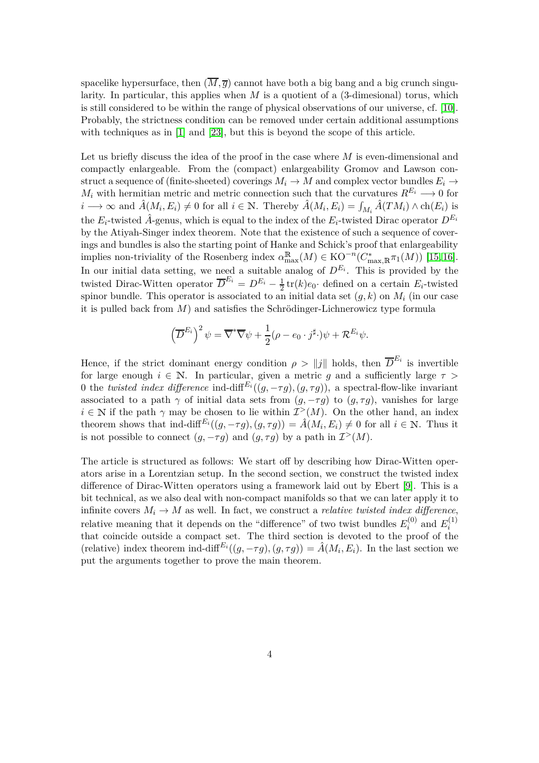spacelike hypersurface, then $(\overline{M}, \overline{g})$ cannot have both a big bang and a big crunch singularity. In particular, this applies when $M$ is a quotient of a (3-dimesional) torus, which is still considered to be within the range of physical observations of our universe, cf. [10]. Probably, the strictness condition can be removed under certain additional assumptions with techniques as in [1] and [23], but this is beyond the scope of this article.

Let us briefly discuss the idea of the proof in the case where $M$ is even-dimensional and compactly enlargeable. From the (compact) enlargeability Gromov and Lawson construct a sequence of (finite-sheeted) coverings $M_i \to M$ and complex vector bundles $E_i \to M_i$ with hermitian metric and metric connection such that the curvatures $R^{E_i} \longrightarrow 0$ for $i \longrightarrow \infty$ and $\hat{A}(M_i, E_i) \neq 0$ for all $i \in \mathbb{N}$. Thereby $\hat{A}(M_i, E_i) = \int_{M_i} \hat{A}(TM_i) \wedge \mathrm{ch}(E_i)$ is the $E_i$-twisted $\hat{A}$-genus, which is equal to the index of the $E_i$-twisted Dirac operator $D^{E_i}$ by the Atiyah-Singer index theorem. Note that the existence of such a sequence of coverings and bundles is also the starting point of Hanke and Schick's proof that enlargeability implies non-triviality of the Rosenberg index $\alpha^{\mathbb{R}}_{\max}(M) \in \mathrm{KO}^{-n}(C^*_{\max,\mathbb{R}}\pi_1(M))$ [15, 16]. In our initial data setting, we need a suitable analog of $D^{E_i}$. This is provided by the twisted Dirac-Witten operator $\overline{D}^{E_i} = D^{E_i} - \frac{1}{2}\operatorname{tr}(k)e_0\cdot$ defined on a certain $E_i$-twisted spinor bundle. This operator is associated to an initial data set $(g, k)$ on $M_i$ (in our case it is pulled back from $M$) and satisfies the Schrödinger-Lichnerowicz type formula

$$\left(\overline{D}^{E_i}\right)^2 \psi = \overline{\nabla}^* \overline{\nabla} \psi + \frac{1}{2}(\rho - e_0 \cdot j^\sharp \cdot)\psi + \mathcal{R}^{E_i}\psi.$$

Hence, if the strict dominant energy condition $\rho > \|j\|$ holds, then $\overline{D}^{E_i}$ is invertible for large enough $i \in \mathbb{N}$. In particular, given a metric $g$ and a sufficiently large $\tau > 0$ the *twisted index difference* $\text{ind-diff}^{E_i}((g, -\tau g), (g, \tau g))$, a spectral-flow-like invariant associated to a path $\gamma$ of initial data sets from $(g, -\tau g)$ to $(g, \tau g)$, vanishes for large $i \in \mathbb{N}$ if the path $\gamma$ may be chosen to lie within $\mathcal{I}^>(M)$. On the other hand, an index theorem shows that $\text{ind-diff}^{E_i}((g, -\tau g), (g, \tau g)) = \hat{A}(M_i, E_i) \neq 0$ for all $i \in \mathbb{N}$. Thus it is not possible to connect $(g, -\tau g)$ and $(g, \tau g)$ by a path in $\mathcal{I}^>(M)$.

The article is structured as follows: We start off by describing how Dirac-Witten operators arise in a Lorentzian setup. In the second section, we construct the twisted index difference of Dirac-Witten operators using a framework laid out by Ebert [9]. This is a bit technical, as we also deal with non-compact manifolds so that we can later apply it to infinite covers $M_i \to M$ as well. In fact, we construct a *relative twisted index difference*, relative meaning that it depends on the "difference" of two twist bundles $E_i^{(0)}$ and $E_i^{(1)}$ that coincide outside a compact set. The third section is devoted to the proof of the (relative) index theorem $\text{ind-diff}^{E_i}((g, -\tau g), (g, \tau g)) = \hat{A}(M_i, E_i)$. In the last section we put the arguments together to prove the main theorem.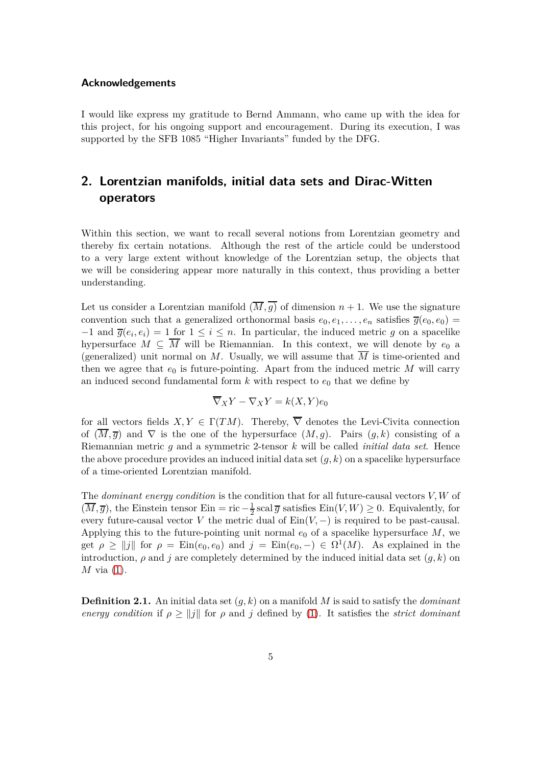#### Acknowledgements

I would like express my gratitude to Bernd Ammann, who came up with the idea for this project, for his ongoing support and encouragement. During its execution, I was supported by the SFB 1085 "Higher Invariants" funded by the DFG.

## 2. Lorentzian manifolds, initial data sets and Dirac-Witten operators

Within this section, we want to recall several notions from Lorentzian geometry and thereby fix certain notations. Although the rest of the article could be understood to a very large extent without knowledge of the Lorentzian setup, the objects that we will be considering appear more naturally in this context, thus providing a better understanding.

Let us consider a Lorentzian manifold $(\overline{M}, \overline{g})$ of dimension $n+1$. We use the signature convention such that a generalized orthonormal basis $e_0, e_1, \ldots, e_n$ satisfies $\overline{g}(e_0, e_0) = -1$ and $\overline{g}(e_i, e_i) = 1$ for $1 \leq i \leq n$. In particular, the induced metric $g$ on a spacelike hypersurface $M \subseteq \overline{M}$ will be Riemannian. In this context, we will denote by $e_0$ a (generalized) unit normal on $M$. Usually, we will assume that $\overline{M}$ is time-oriented and then we agree that $e_0$ is future-pointing. Apart from the induced metric $M$ will carry an induced second fundamental form $k$ with respect to $e_0$ that we define by

$$\overline{\nabla}_X Y - \nabla_X Y = k(X, Y)e_0$$

for all vectors fields $X, Y \in \Gamma(TM)$. Thereby, $\overline{\nabla}$ denotes the Levi-Civita connection of $(\overline{M}, \overline{g})$ and $\nabla$ is the one of the hypersurface $(M, g)$. Pairs $(g, k)$ consisting of a Riemannian metric $g$ and a symmetric 2-tensor $k$ will be called *initial data set*. Hence the above procedure provides an induced initial data set $(g, k)$ on a spacelike hypersurface of a time-oriented Lorentzian manifold.

The *dominant energy condition* is the condition that for all future-causal vectors $V, W$ of $(\overline{M}, \overline{g})$, the Einstein tensor $\mathrm{Ein} = \mathrm{ric} - \frac{1}{2}\operatorname{scal} \overline{g}$ satisfies $\mathrm{Ein}(V, W) \geq 0$. Equivalently, for every future-causal vector $V$ the metric dual of $\mathrm{Ein}(V, -)$ is required to be past-causal. Applying this to the future-pointing unit normal $e_0$ of a spacelike hypersurface $M$, we get $\rho \geq \|j\|$ for $\rho = \mathrm{Ein}(e_0, e_0)$ and $j = \mathrm{Ein}(e_0, -) \in \Omega^1(M)$. As explained in the introduction, $\rho$ and $j$ are completely determined by the induced initial data set $(g, k)$ on $M$ via (1).

**Definition 2.1.** An initial data set $(g, k)$ on a manifold $M$ is said to satisfy the *dominant energy condition* if $\rho \geq \|j\|$ for $\rho$ and $j$ defined by (1). It satisfies the *strict dominant*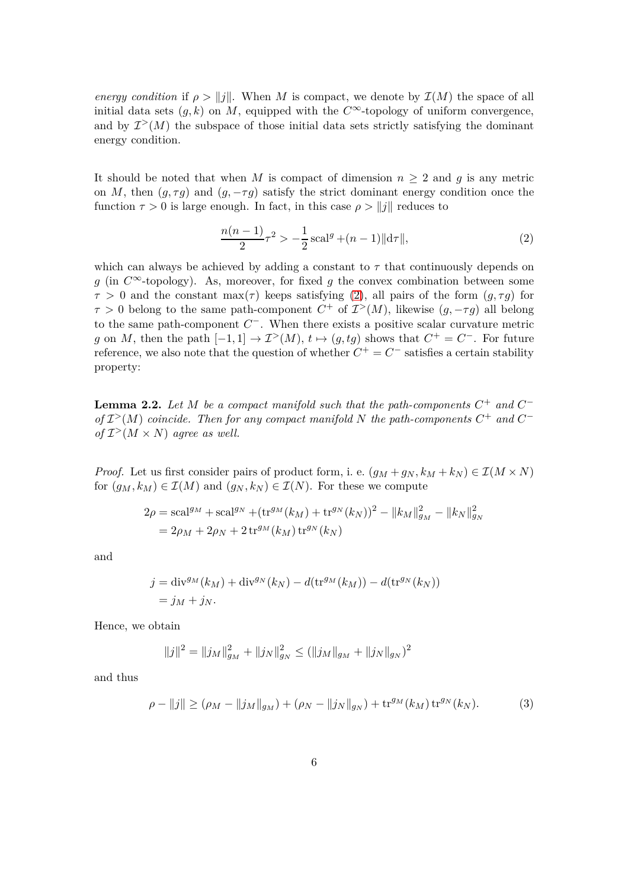*energy condition* if $\rho > \|j\|$. When $M$ is compact, we denote by $\mathcal{I}(M)$ the space of all initial data sets $(g, k)$ on $M$, equipped with the $C^\infty$-topology of uniform convergence, and by $\mathcal{I}^>(M)$ the subspace of those initial data sets strictly satisfying the dominant energy condition.

It should be noted that when $M$ is compact of dimension $n \geq 2$ and $g$ is any metric on $M$, then $(g, \tau g)$ and $(g, -\tau g)$ satisfy the strict dominant energy condition once the function $\tau > 0$ is large enough. In fact, in this case $\rho > \|j\|$ reduces to

$$\frac{n(n-1)}{2}\tau^2 > -\frac{1}{2}\operatorname{scal}^g + (n-1)\|\mathrm{d}\tau\|, \tag{2}$$

which can always be achieved by adding a constant to $\tau$ that continuously depends on $g$ (in $C^\infty$-topology). As, moreover, for fixed $g$ the convex combination between some $\tau > 0$ and the constant $\max(\tau)$ keeps satisfying (2), all pairs of the form $(g, \tau g)$ for $\tau > 0$ belong to the same path-component $C^+$ of $\mathcal{I}^>(M)$, likewise $(g, -\tau g)$ all belong to the same path-component $C^-$. When there exists a positive scalar curvature metric $g$ on $M$, then the path $[-1, 1] \to \mathcal{I}^>(M)$, $t \mapsto (g, tg)$ shows that $C^+ = C^-$. For future reference, we also note that the question of whether $C^+ = C^-$ satisfies a certain stability property:

**Lemma 2.2.** *Let $M$ be a compact manifold such that the path-components $C^+$ and $C^-$ of $\mathcal{I}^>(M)$ coincide. Then for any compact manifold $N$ the path-components $C^+$ and $C^-$ of $\mathcal{I}^>(M \times N)$ agree as well.*

*Proof.* Let us first consider pairs of product form, i. e. $(g_M + g_N, k_M + k_N) \in \mathcal{I}(M \times N)$ for $(g_M, k_M) \in \mathcal{I}(M)$ and $(g_N, k_N) \in \mathcal{I}(N)$. For these we compute

$$\begin{aligned}
2\rho &= \operatorname{scal}^{g_M} + \operatorname{scal}^{g_N} + (\operatorname{tr}^{g_M}(k_M) + \operatorname{tr}^{g_N}(k_N))^2 - \|k_M\|_{g_M}^2 - \|k_N\|_{g_N}^2 \\
&= 2\rho_M + 2\rho_N + 2\operatorname{tr}^{g_M}(k_M)\operatorname{tr}^{g_N}(k_N)
\end{aligned}$$

and

$$\begin{aligned}
j &= \operatorname{div}^{g_M}(k_M) + \operatorname{div}^{g_N}(k_N) - d(\operatorname{tr}^{g_M}(k_M)) - d(\operatorname{tr}^{g_N}(k_N)) \\
&= j_M + j_N.
\end{aligned}$$

Hence, we obtain

$$\|j\|^2 = \|j_M\|_{g_M}^2 + \|j_N\|_{g_N}^2 \leq (\|j_M\|_{g_M} + \|j_N\|_{g_N})^2$$

and thus

$$\rho - \|j\| \geq (\rho_M - \|j_M\|_{g_M}) + (\rho_N - \|j_N\|_{g_N}) + \operatorname{tr}^{g_M}(k_M)\operatorname{tr}^{g_N}(k_N). \tag{3}$$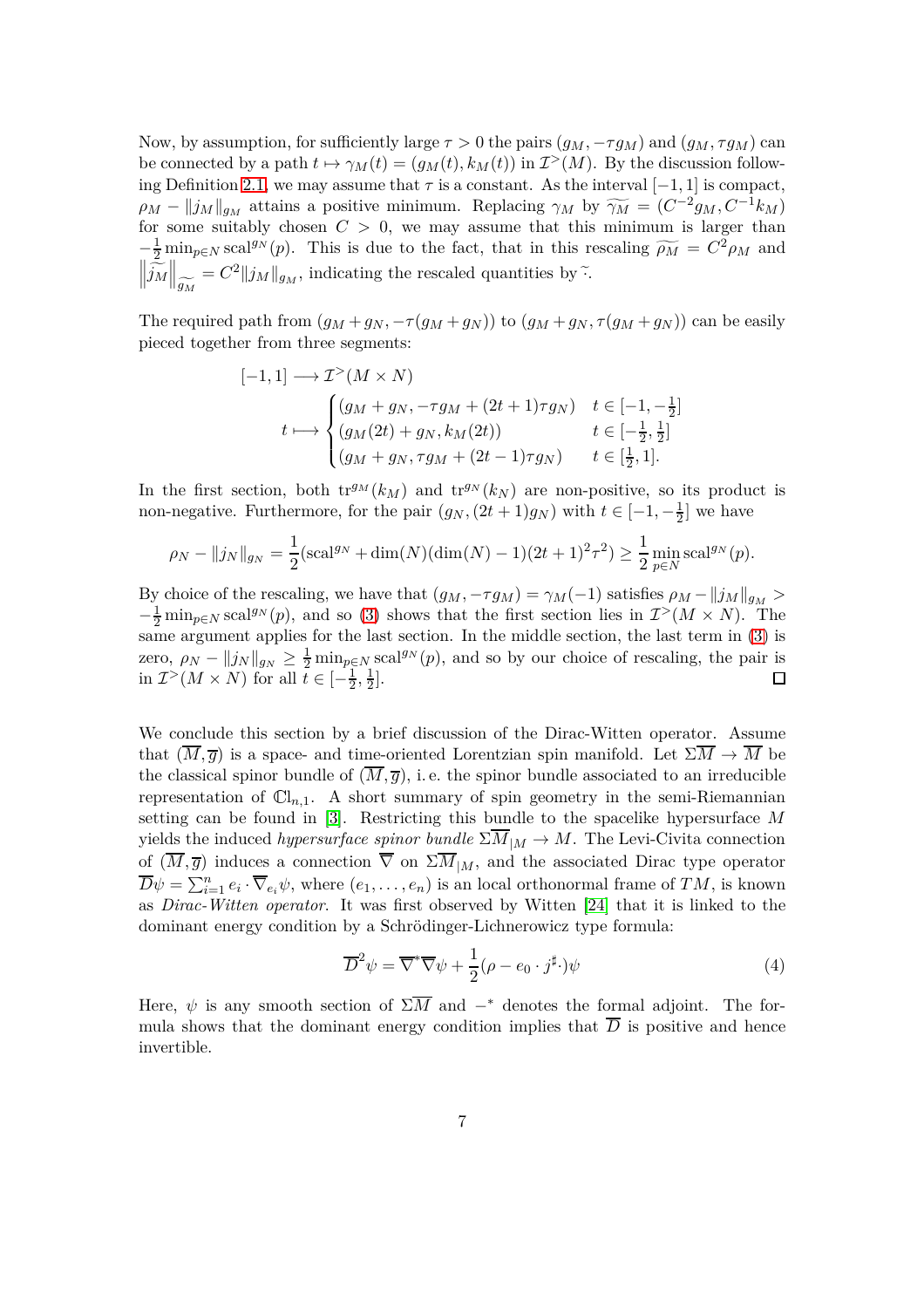Now, by assumption, for sufficiently large $\tau > 0$ the pairs $(g_M, -\tau g_M)$ and $(g_M, \tau g_M)$ can be connected by a path $t \mapsto \gamma_M(t) = (g_M(t), k_M(t))$ in $\mathcal{I}^>(M)$. By the discussion following Definition 2.1, we may assume that $\tau$ is a constant. As the interval $[-1, 1]$ is compact, $\rho_M - \|j_M\|_{g_M}$ attains a positive minimum. Replacing $\gamma_M$ by $\widetilde{\gamma_M} = (C^{-2} g_M, C^{-1} k_M)$ for some suitably chosen $C > 0$, we may assume that this minimum is larger than $-\frac{1}{2}\min_{p\in N} \mathrm{scal}^{g_N}(p)$. This is due to the fact, that in this rescaling $\widetilde{\rho_M} = C^2 \rho_M$ and $\left\|\widetilde{j_M}\right\|_{\widetilde{g_M}} = C^2 \|j_M\|_{g_M}$, indicating the rescaled quantities by $\widetilde{\cdot}$.

The required path from $(g_M + g_N, -\tau(g_M + g_N))$ to $(g_M + g_N, \tau(g_M + g_N))$ can be easily pieced together from three segments:

$$
\begin{aligned}
[-1, 1] &\longrightarrow \mathcal{I}^>(M \times N) \\
t &\longmapsto \begin{cases} (g_M + g_N, -\tau g_M + (2t+1)\tau g_N) & t \in [-1, -\frac{1}{2}] \\ (g_M(2t) + g_N, k_M(2t)) & t \in [-\frac{1}{2}, \frac{1}{2}] \\ (g_M + g_N, \tau g_M + (2t-1)\tau g_N) & t \in [\frac{1}{2}, 1]. \end{cases}
\end{aligned}
$$

In the first section, both $\mathrm{tr}^{g_M}(k_M)$ and $\mathrm{tr}^{g_N}(k_N)$ are non-positive, so its product is non-negative. Furthermore, for the pair $(g_N, (2t+1)g_N)$ with $t \in [-1, -\frac{1}{2}]$ we have

$$
\rho_N - \|j_N\|_{g_N} = \frac{1}{2}(\mathrm{scal}^{g_N} + \dim(N)(\dim(N) - 1)(2t+1)^2\tau^2) \geq \frac{1}{2}\min_{p\in N} \mathrm{scal}^{g_N}(p).
$$

By choice of the rescaling, we have that $(g_M, -\tau g_M) = \gamma_M(-1)$ satisfies $\rho_M - \|j_M\|_{g_M} > -\frac{1}{2}\min_{p\in N} \mathrm{scal}^{g_N}(p)$, and so (3) shows that the first section lies in $\mathcal{I}^>(M \times N)$. The same argument applies for the last section. In the middle section, the last term in (3) is zero, $\rho_N - \|j_N\|_{g_N} \geq \frac{1}{2}\min_{p\in N} \mathrm{scal}^{g_N}(p)$, and so by our choice of rescaling, the pair is in $\mathcal{I}^>(M \times N)$ for all $t \in [-\frac{1}{2}, \frac{1}{2}]$. ∎

We conclude this section by a brief discussion of the Dirac-Witten operator. Assume that $(\overline{M}, \overline{g})$ is a space- and time-oriented Lorentzian spin manifold. Let $\Sigma\overline{M} \to \overline{M}$ be the classical spinor bundle of $(\overline{M}, \overline{g})$, i.e. the spinor bundle associated to an irreducible representation of $\mathbb{C}\mathrm{l}_{n,1}$. A short summary of spin geometry in the semi-Riemannian setting can be found in [3]. Restricting this bundle to the spacelike hypersurface $M$ yields the induced *hypersurface spinor bundle* $\Sigma\overline{M}_{|M} \to M$. The Levi-Civita connection of $(\overline{M}, \overline{g})$ induces a connection $\overline{\nabla}$ on $\Sigma\overline{M}_{|M}$, and the associated Dirac type operator $\overline{D}\psi = \sum_{i=1}^n e_i \cdot \overline{\nabla}_{e_i}\psi$, where $(e_1, \ldots, e_n)$ is an local orthonormal frame of $TM$, is known as *Dirac-Witten operator*. It was first observed by Witten [24] that it is linked to the dominant energy condition by a Schrödinger-Lichnerowicz type formula:

$$
\overline{D}^2\psi = \overline{\nabla}^*\overline{\nabla}\psi + \frac{1}{2}(\rho - e_0 \cdot j^\sharp \cdot)\psi \tag{4}
$$

Here, $\psi$ is any smooth section of $\Sigma\overline{M}$ and $-^*$ denotes the formal adjoint. The formula shows that the dominant energy condition implies that $\overline{D}$ is positive and hence invertible.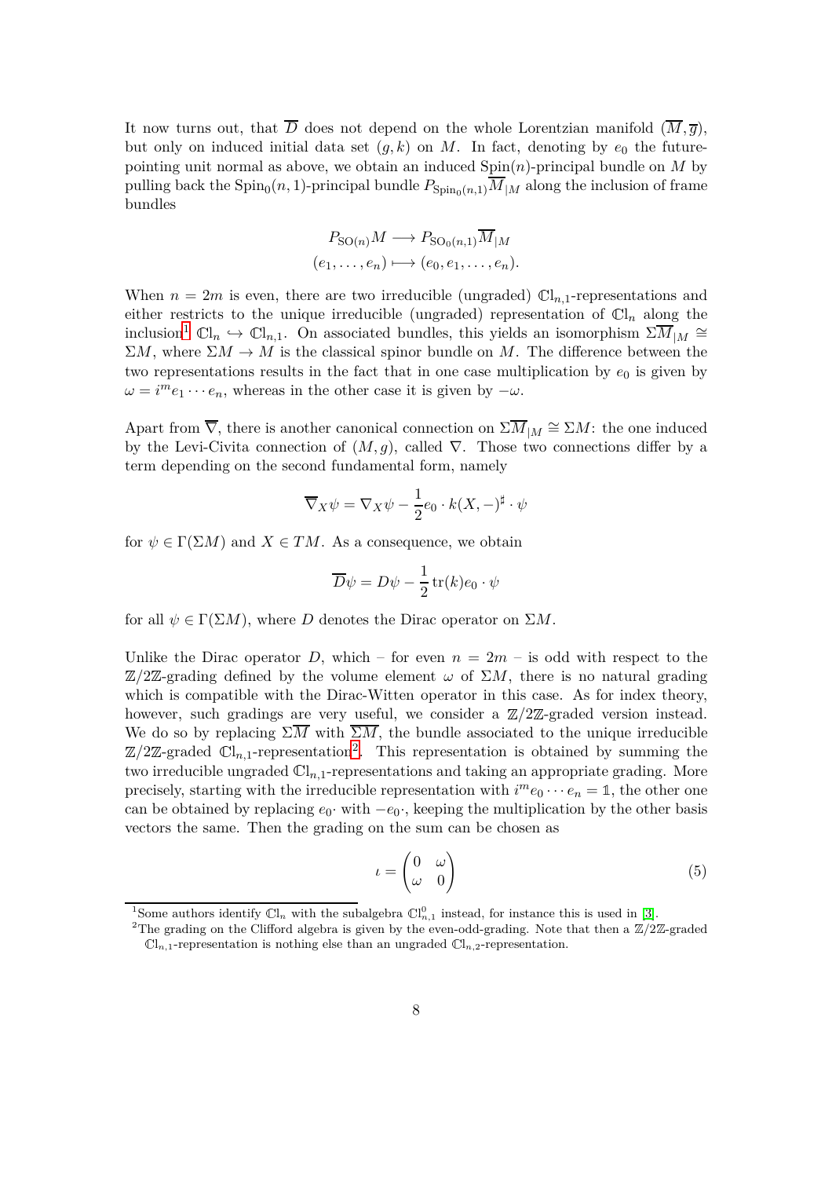It now turns out, that $\overline{D}$ does not depend on the whole Lorentzian manifold $(\overline{M}, \overline{g})$, but only on induced initial data set $(g, k)$ on $M$. In fact, denoting by $e_0$ the future-pointing unit normal as above, we obtain an induced $\mathrm{Spin}(n)$-principal bundle on $M$ by pulling back the $\mathrm{Spin}_0(n,1)$-principal bundle $P_{\mathrm{Spin}_0(n,1)}\overline{M}_{|M}$ along the inclusion of frame bundles

$$
\begin{aligned}
P_{\mathrm{SO}(n)}M &\longrightarrow P_{\mathrm{SO}_0(n,1)}\overline{M}_{|M} \\
(e_1, \ldots, e_n) &\longmapsto (e_0, e_1, \ldots, e_n).
\end{aligned}
$$

When $n = 2m$ is even, there are two irreducible (ungraded) $\mathbb{C}\mathrm{l}_{n,1}$-representations and either restricts to the unique irreducible (ungraded) representation of $\mathbb{C}\mathrm{l}_n$ along the inclusion[1] $\mathbb{C}\mathrm{l}_n \hookrightarrow \mathbb{C}\mathrm{l}_{n,1}$. On associated bundles, this yields an isomorphism $\Sigma\overline{M}_{|M} \cong \Sigma M$, where $\Sigma M \to M$ is the classical spinor bundle on $M$. The difference between the two representations results in the fact that in one case multiplication by $e_0$ is given by $\omega = i^m e_1 \cdots e_n$, whereas in the other case it is given by $-\omega$.

Apart from $\overline{\nabla}$, there is another canonical connection on $\Sigma\overline{M}_{|M} \cong \Sigma M$: the one induced by the Levi-Civita connection of $(M, g)$, called $\nabla$. Those two connections differ by a term depending on the second fundamental form, namely

$$
\overline{\nabla}_X \psi = \nabla_X \psi - \frac{1}{2} e_0 \cdot k(X, -)^\sharp \cdot \psi
$$

for $\psi \in \Gamma(\Sigma M)$ and $X \in TM$. As a consequence, we obtain

$$
\overline{D}\psi = D\psi - \frac{1}{2} \operatorname{tr}(k) e_0 \cdot \psi
$$

for all $\psi \in \Gamma(\Sigma M)$, where $D$ denotes the Dirac operator on $\Sigma M$.

Unlike the Dirac operator $D$, which – for even $n = 2m$ – is odd with respect to the $\mathbb{Z}/2\mathbb{Z}$-grading defined by the volume element $\omega$ of $\Sigma M$, there is no natural grading which is compatible with the Dirac-Witten operator in this case. As for index theory, however, such gradings are very useful, we consider a $\mathbb{Z}/2\mathbb{Z}$-graded version instead. We do so by replacing $\Sigma\overline{M}$ with $\overline{\Sigma M}$, the bundle associated to the unique irreducible $\mathbb{Z}/2\mathbb{Z}$-graded $\mathbb{C}\mathrm{l}_{n,1}$-representation[2]. This representation is obtained by summing the two irreducible ungraded $\mathbb{C}\mathrm{l}_{n,1}$-representations and taking an appropriate grading. More precisely, starting with the irreducible representation with $i^m e_0 \cdots e_n = \mathbb{1}$, the other one can be obtained by replacing $e_0\cdot$ with $-e_0\cdot$, keeping the multiplication by the other basis vectors the same. Then the grading on the sum can be chosen as

$$
\iota = \begin{pmatrix} 0 & \omega \\ \omega & 0 \end{pmatrix} \tag{5}
$$

[1] Some authors identify $\mathbb{C}\mathrm{l}_n$ with the subalgebra $\mathbb{C}\mathrm{l}^0_{n,1}$ instead, for instance this is used in [3].

[2] The grading on the Clifford algebra is given by the even-odd-grading. Note that then a $\mathbb{Z}/2\mathbb{Z}$-graded $\mathbb{C}\mathrm{l}_{n,1}$-representation is nothing else than an ungraded $\mathbb{C}\mathrm{l}_{n,2}$-representation.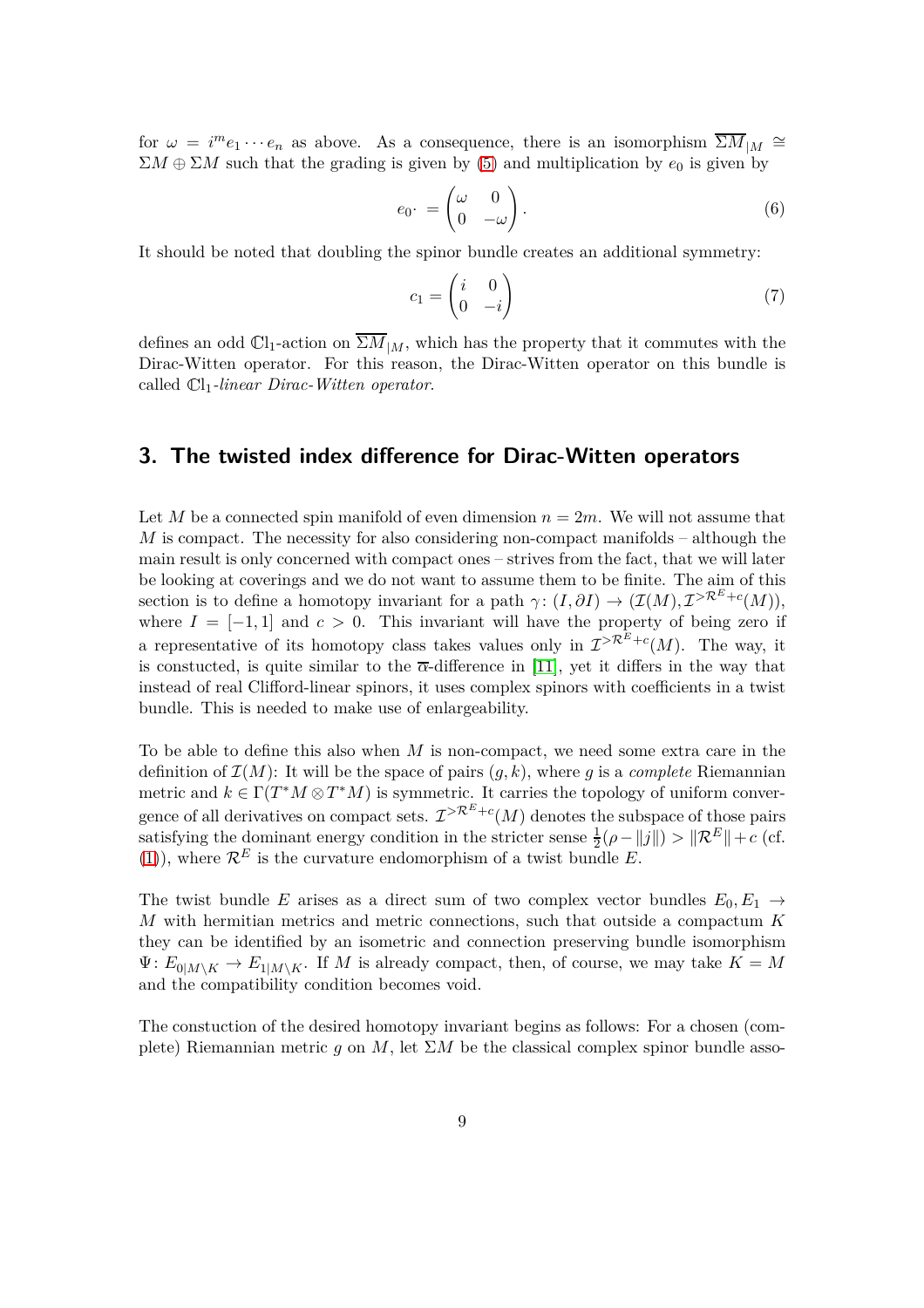for $\omega = i^m e_1 \cdots e_n$ as above. As a consequence, there is an isomorphism $\overline{\Sigma M}_{|M} \cong \Sigma M \oplus \Sigma M$ such that the grading is given by (5) and multiplication by $e_0$ is given by

$$e_0 \cdot = \begin{pmatrix} \omega & 0 \\ 0 & -\omega \end{pmatrix}. \tag{6}$$

It should be noted that doubling the spinor bundle creates an additional symmetry:

$$c_1 = \begin{pmatrix} i & 0 \\ 0 & -i \end{pmatrix} \tag{7}$$

defines an odd $\mathbb{C}l_1$-action on $\overline{\Sigma M}_{|M}$, which has the property that it commutes with the Dirac-Witten operator. For this reason, the Dirac-Witten operator on this bundle is called $\mathbb{C}l_1$*-linear Dirac-Witten operator*.

## 3. The twisted index difference for Dirac-Witten operators

Let $M$ be a connected spin manifold of even dimension $n = 2m$. We will not assume that $M$ is compact. The necessity for also considering non-compact manifolds – although the main result is only concerned with compact ones – strives from the fact, that we will later be looking at coverings and we do not want to assume them to be finite. The aim of this section is to define a homotopy invariant for a path $\gamma \colon (I, \partial I) \to (\mathcal{I}(M), \mathcal{I}^{>\mathcal{R}^E+c}(M))$, where $I = [-1, 1]$ and $c > 0$. This invariant will have the property of being zero if a representative of its homotopy class takes values only in $\mathcal{I}^{>\mathcal{R}^E+c}(M)$. The way, it is constucted, is quite similar to the $\overline{\alpha}$-difference in [11], yet it differs in the way that instead of real Clifford-linear spinors, it uses complex spinors with coefficients in a twist bundle. This is needed to make use of enlargeability.

To be able to define this also when $M$ is non-compact, we need some extra care in the definition of $\mathcal{I}(M)$: It will be the space of pairs $(g, k)$, where $g$ is a *complete* Riemannian metric and $k \in \Gamma(T^*M \otimes T^*M)$ is symmetric. It carries the topology of uniform convergence of all derivatives on compact sets. $\mathcal{I}^{>\mathcal{R}^E+c}(M)$ denotes the subspace of those pairs satisfying the dominant energy condition in the stricter sense $\frac{1}{2}(\rho - \|j\|) > \|\mathcal{R}^E\| + c$ (cf. (1)), where $\mathcal{R}^E$ is the curvature endomorphism of a twist bundle $E$.

The twist bundle $E$ arises as a direct sum of two complex vector bundles $E_0, E_1 \to M$ with hermitian metrics and metric connections, such that outside a compactum $K$ they can be identified by an isometric and connection preserving bundle isomorphism $\Psi \colon E_{0|M\setminus K} \to E_{1|M\setminus K}$. If $M$ is already compact, then, of course, we may take $K = M$ and the compatibility condition becomes void.

The constuction of the desired homotopy invariant begins as follows: For a chosen (complete) Riemannian metric $g$ on $M$, let $\Sigma M$ be the classical complex spinor bundle asso-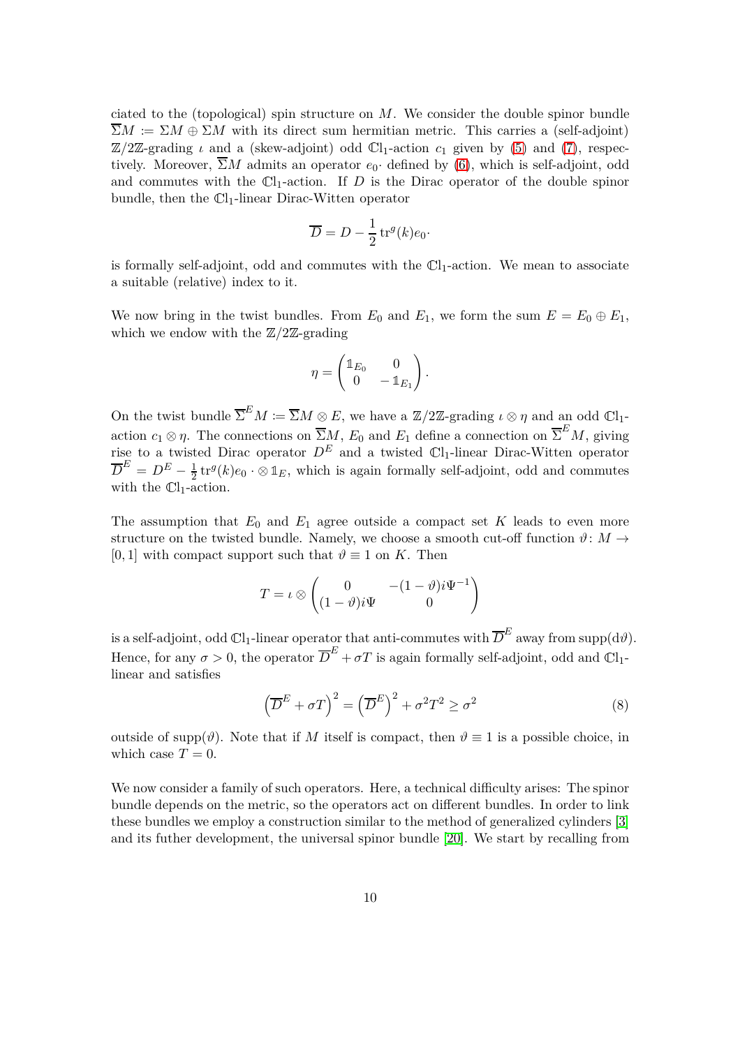ciated to the (topological) spin structure on $M$. We consider the double spinor bundle $\overline{\Sigma}M \coloneqq \Sigma M \oplus \Sigma M$ with its direct sum hermitian metric. This carries a (self-adjoint) $\mathbb{Z}/2\mathbb{Z}$-grading $\iota$ and a (skew-adjoint) odd $\mathbb{C}\mathrm{l}_1$-action $c_1$ given by (5) and (7), respectively. Moreover, $\overline{\Sigma}M$ admits an operator $e_0\cdot$ defined by (6), which is self-adjoint, odd and commutes with the $\mathbb{C}\mathrm{l}_1$-action. If $D$ is the Dirac operator of the double spinor bundle, then the $\mathbb{C}\mathrm{l}_1$-linear Dirac-Witten operator

$$\overline{D} = D - \frac{1}{2}\operatorname{tr}^g(k)e_0\cdot$$

is formally self-adjoint, odd and commutes with the $\mathbb{C}\mathrm{l}_1$-action. We mean to associate a suitable (relative) index to it.

We now bring in the twist bundles. From $E_0$ and $E_1$, we form the sum $E = E_0 \oplus E_1$, which we endow with the $\mathbb{Z}/2\mathbb{Z}$-grading

$$\eta = \begin{pmatrix} \mathbb{1}_{E_0} & 0 \\ 0 & -\mathbb{1}_{E_1} \end{pmatrix}.$$

On the twist bundle $\overline{\Sigma}^E M \coloneqq \overline{\Sigma}M \otimes E$, we have a $\mathbb{Z}/2\mathbb{Z}$-grading $\iota \otimes \eta$ and an odd $\mathbb{C}\mathrm{l}_1$-action $c_1 \otimes \eta$. The connections on $\overline{\Sigma}M$, $E_0$ and $E_1$ define a connection on $\overline{\Sigma}^E M$, giving rise to a twisted Dirac operator $D^E$ and a twisted $\mathbb{C}\mathrm{l}_1$-linear Dirac-Witten operator $\overline{D}^E = D^E - \frac{1}{2}\operatorname{tr}^g(k)e_0 \cdot \otimes \mathbb{1}_E$, which is again formally self-adjoint, odd and commutes with the $\mathbb{C}\mathrm{l}_1$-action.

The assumption that $E_0$ and $E_1$ agree outside a compact set $K$ leads to even more structure on the twisted bundle. Namely, we choose a smooth cut-off function $\vartheta \colon M \to [0, 1]$ with compact support such that $\vartheta \equiv 1$ on $K$. Then

$$T = \iota \otimes \begin{pmatrix} 0 & -(1-\vartheta)i\Psi^{-1} \\ (1-\vartheta)i\Psi & 0 \end{pmatrix}$$

is a self-adjoint, odd $\mathbb{C}\mathrm{l}_1$-linear operator that anti-commutes with $\overline{D}^E$ away from $\operatorname{supp}(\mathrm{d}\vartheta)$. Hence, for any $\sigma > 0$, the operator $\overline{D}^E + \sigma T$ is again formally self-adjoint, odd and $\mathbb{C}\mathrm{l}_1$-linear and satisfies

$$\left(\overline{D}^E + \sigma T\right)^2 = \left(\overline{D}^E\right)^2 + \sigma^2 T^2 \geq \sigma^2 \tag{8}$$

outside of $\operatorname{supp}(\vartheta)$. Note that if $M$ itself is compact, then $\vartheta \equiv 1$ is a possible choice, in which case $T = 0$.

We now consider a family of such operators. Here, a technical difficulty arises: The spinor bundle depends on the metric, so the operators act on different bundles. In order to link these bundles we employ a construction similar to the method of generalized cylinders [3] and its futher development, the universal spinor bundle [20]. We start by recalling from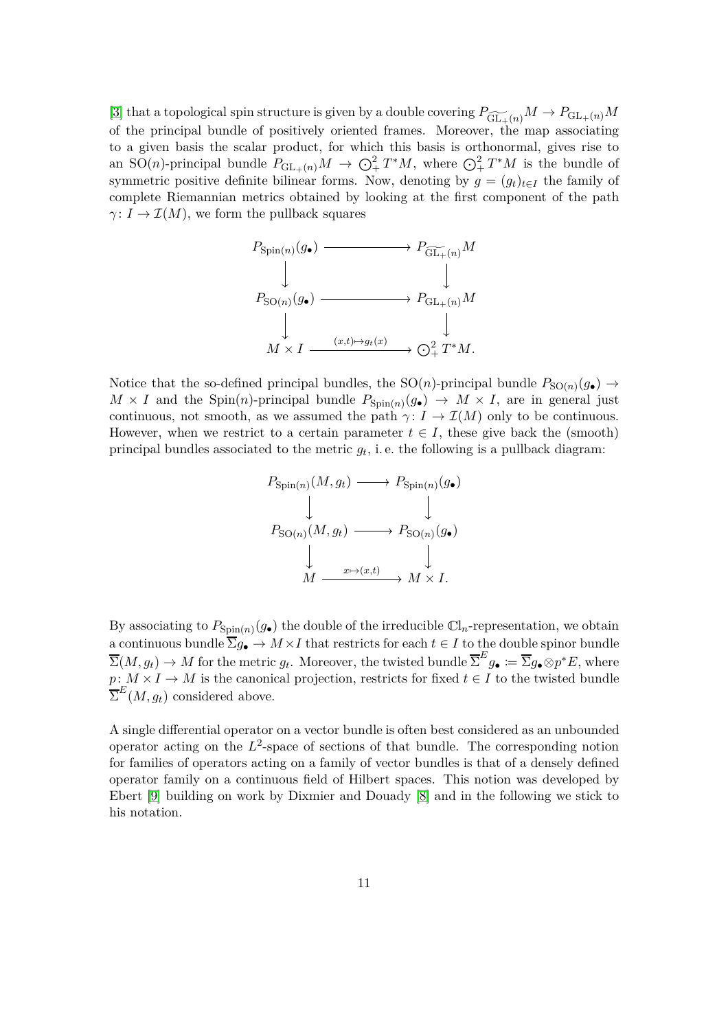[3] that a topological spin structure is given by a double covering $P_{\widetilde{\mathrm{GL}_+(n)}}M \to P_{\mathrm{GL}_+(n)}M$ of the principal bundle of positively oriented frames. Moreover, the map associating to a given basis the scalar product, for which this basis is orthonormal, gives rise to an $\mathrm{SO}(n)$-principal bundle $P_{\mathrm{GL}_+(n)}M \to \bigodot^2_+ T^*M$, where $\bigodot^2_+ T^*M$ is the bundle of symmetric positive definite bilinear forms. Now, denoting by $g = (g_t)_{t\in I}$ the family of complete Riemannian metrics obtained by looking at the first component of the path $\gamma\colon I \to \mathcal{I}(M)$, we form the pullback squares

$$
\begin{array}{ccc}
P_{\mathrm{Spin}(n)}(g_\bullet) & \longrightarrow & P_{\widetilde{\mathrm{GL}_+(n)}}M \\
\big\downarrow & & \big\downarrow \\
P_{\mathrm{SO}(n)}(g_\bullet) & \longrightarrow & P_{\mathrm{GL}_+(n)}M \\
\big\downarrow & & \big\downarrow \\
M \times I & \xrightarrow{(x,t)\mapsto g_t(x)} & \bigodot^2_+ T^*M.
\end{array}
$$

Notice that the so-defined principal bundles, the $\mathrm{SO}(n)$-principal bundle $P_{\mathrm{SO}(n)}(g_\bullet) \to M \times I$ and the $\mathrm{Spin}(n)$-principal bundle $P_{\mathrm{Spin}(n)}(g_\bullet) \to M \times I$, are in general just continuous, not smooth, as we assumed the path $\gamma\colon I \to \mathcal{I}(M)$ only to be continuous. However, when we restrict to a certain parameter $t \in I$, these give back the (smooth) principal bundles associated to the metric $g_t$, i. e. the following is a pullback diagram:

$$
\begin{array}{ccc}
P_{\mathrm{Spin}(n)}(M, g_t) & \longrightarrow & P_{\mathrm{Spin}(n)}(g_\bullet) \\
\big\downarrow & & \big\downarrow \\
P_{\mathrm{SO}(n)}(M, g_t) & \longrightarrow & P_{\mathrm{SO}(n)}(g_\bullet) \\
\big\downarrow & & \big\downarrow \\
M & \xrightarrow{x\mapsto(x,t)} & M \times I.
\end{array}
$$

By associating to $P_{\mathrm{Spin}(n)}(g_\bullet)$ the double of the irreducible $\mathbb{C}\mathrm{l}_n$-representation, we obtain a continuous bundle $\overline{\Sigma}g_\bullet \to M \times I$ that restricts for each $t \in I$ to the double spinor bundle $\overline{\Sigma}(M, g_t) \to M$ for the metric $g_t$. Moreover, the twisted bundle $\overline{\Sigma}^E g_\bullet \coloneqq \overline{\Sigma}g_\bullet \otimes p^*E$, where $p\colon M \times I \to M$ is the canonical projection, restricts for fixed $t \in I$ to the twisted bundle $\overline{\Sigma}^E(M, g_t)$ considered above.

A single differential operator on a vector bundle is often best considered as an unbounded operator acting on the $L^2$-space of sections of that bundle. The corresponding notion for families of operators acting on a family of vector bundles is that of a densely defined operator family on a continuous field of Hilbert spaces. This notion was developed by Ebert [9] building on work by Dixmier and Douady [8] and in the following we stick to his notation.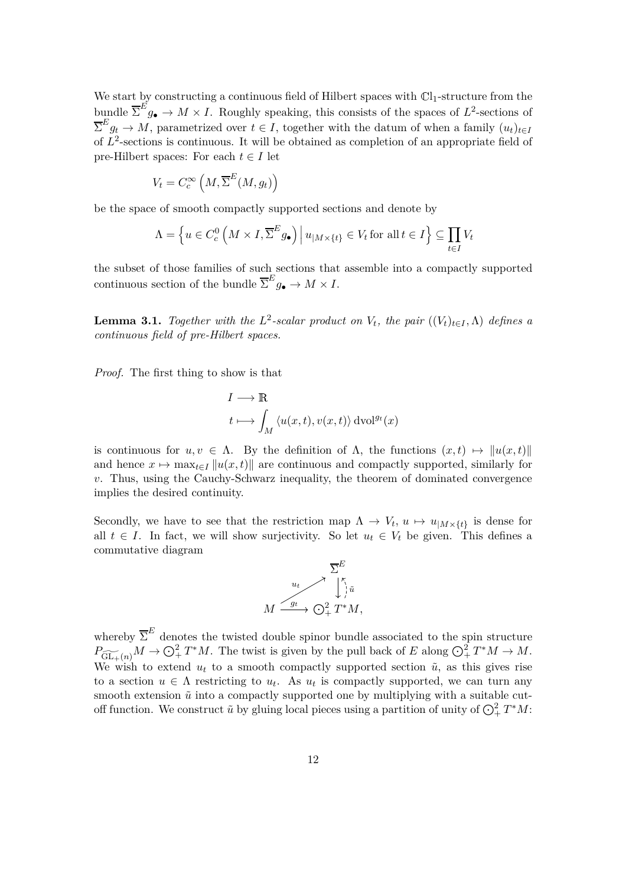We start by constructing a continuous field of Hilbert spaces with $\mathbb{C}l_1$-structure from the bundle $\overline{\Sigma}^E g_\bullet \to M \times I$. Roughly speaking, this consists of the spaces of $L^2$-sections of $\overline{\Sigma}^E g_t \to M$, parametrized over $t \in I$, together with the datum of when a family $(u_t)_{t\in I}$ of $L^2$-sections is continuous. It will be obtained as completion of an appropriate field of pre-Hilbert spaces: For each $t \in I$ let

$$V_t = C_c^\infty\left(M, \overline{\Sigma}^E(M, g_t)\right)$$

be the space of smooth compactly supported sections and denote by

$$\Lambda = \left\{ u \in C_c^0\left(M \times I, \overline{\Sigma}^E g_\bullet\right) \,\middle|\, u_{|M\times\{t\}} \in V_t \text{ for all } t \in I \right\} \subseteq \prod_{t\in I} V_t$$

the subset of those families of such sections that assemble into a compactly supported continuous section of the bundle $\overline{\Sigma}^E g_\bullet \to M \times I$.

**Lemma 3.1.** *Together with the $L^2$-scalar product on $V_t$, the pair $((V_t)_{t\in I}, \Lambda)$ defines a continuous field of pre-Hilbert spaces.*

*Proof.* The first thing to show is that

$$\begin{aligned} I &\longrightarrow \mathbb{R} \\ t &\longmapsto \int_M \langle u(x,t), v(x,t)\rangle \,\mathrm{dvol}^{g_t}(x) \end{aligned}$$

is continuous for $u, v \in \Lambda$. By the definition of $\Lambda$, the functions $(x,t) \mapsto \|u(x,t)\|$ and hence $x \mapsto \max_{t\in I}\|u(x,t)\|$ are continuous and compactly supported, similarly for $v$. Thus, using the Cauchy-Schwarz inequality, the theorem of dominated convergence implies the desired continuity.

Secondly, we have to see that the restriction map $\Lambda \to V_t$, $u \mapsto u_{|M\times\{t\}}$ is dense for all $t \in I$. In fact, we will show surjectivity. So let $u_t \in V_t$ be given. This defines a commutative diagram

$$\begin{array}{ccc} & & \overline{\Sigma}^E \\ & \overset{u_t}{\nearrow} & \downarrow \uparrow \tilde{u} \\ M & \xrightarrow{\;g_t\;} & \bigodot^2_+ T^*M, \end{array}$$

whereby $\overline{\Sigma}^E$ denotes the twisted double spinor bundle associated to the spin structure $P_{\widetilde{\mathrm{GL}_+(n)}}M \to \bigodot^2_+ T^*M$. The twist is given by the pull back of $E$ along $\bigodot^2_+ T^*M \to M$. We wish to extend $u_t$ to a smooth compactly supported section $\tilde{u}$, as this gives rise to a section $u \in \Lambda$ restricting to $u_t$. As $u_t$ is compactly supported, we can turn any smooth extension $\tilde{u}$ into a compactly supported one by multiplying with a suitable cut-off function. We construct $\tilde{u}$ by gluing local pieces using a partition of unity of $\bigodot^2_+ T^*M$: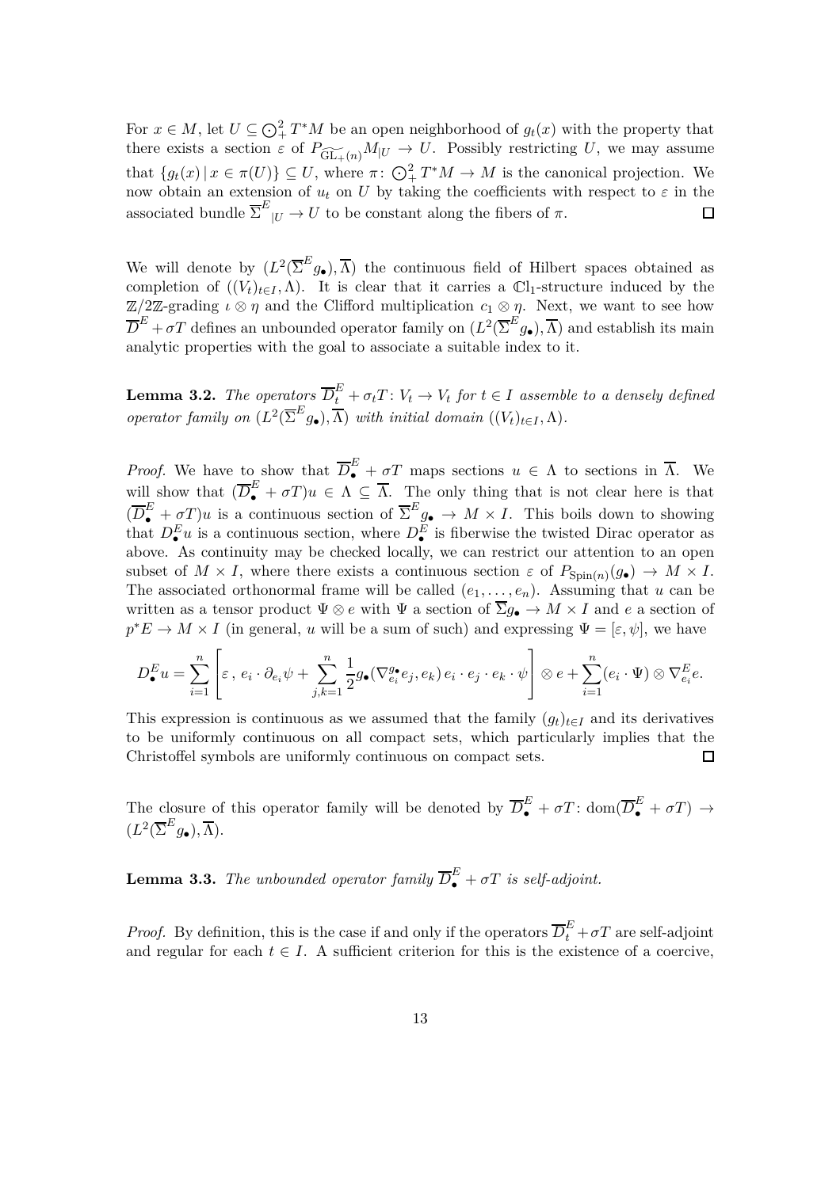For $x \in M$, let $U \subseteq \bigodot^2_+ T^*M$ be an open neighborhood of $g_t(x)$ with the property that there exists a section $\varepsilon$ of $P_{\widetilde{\mathrm{GL}_+(n)}} M_{|U} \to U$. Possibly restricting $U$, we may assume that $\{g_t(x) \,|\, x \in \pi(U)\} \subseteq U$, where $\pi \colon \bigodot^2_+ T^*M \to M$ is the canonical projection. We now obtain an extension of $u_t$ on $U$ by taking the coefficients with respect to $\varepsilon$ in the associated bundle $\overline{\Sigma}^E_{|U} \to U$ to be constant along the fibers of $\pi$. $\square$

We will denote by $(L^2(\overline{\Sigma}^E g_\bullet), \overline{\Lambda})$ the continuous field of Hilbert spaces obtained as completion of $((V_t)_{t\in I}, \Lambda)$. It is clear that it carries a $\mathbb{C}\mathrm{l}_1$-structure induced by the $\mathbb{Z}/2\mathbb{Z}$-grading $\iota \otimes \eta$ and the Clifford multiplication $c_1 \otimes \eta$. Next, we want to see how $\overline{D}^E + \sigma T$ defines an unbounded operator family on $(L^2(\overline{\Sigma}^E g_\bullet), \overline{\Lambda})$ and establish its main analytic properties with the goal to associate a suitable index to it.

**Lemma 3.2.** *The operators $\overline{D}^E_t + \sigma_t T \colon V_t \to V_t$ for $t \in I$ assemble to a densely defined operator family on $(L^2(\overline{\Sigma}^E g_\bullet), \overline{\Lambda})$ with initial domain $((V_t)_{t\in I}, \Lambda)$.*

*Proof.* We have to show that $\overline{D}^E_\bullet + \sigma T$ maps sections $u \in \Lambda$ to sections in $\overline{\Lambda}$. We will show that $(\overline{D}^E_\bullet + \sigma T)u \in \Lambda \subseteq \overline{\Lambda}$. The only thing that is not clear here is that $(\overline{D}^E_\bullet + \sigma T)u$ is a continuous section of $\overline{\Sigma}^E g_\bullet \to M \times I$. This boils down to showing that $D^E_\bullet u$ is a continuous section, where $D^E_\bullet$ is fiberwise the twisted Dirac operator as above. As continuity may be checked locally, we can restrict our attention to an open subset of $M \times I$, where there exists a continuous section $\varepsilon$ of $P_{\mathrm{Spin}(n)}(g_\bullet) \to M \times I$. The associated orthonormal frame will be called $(e_1, \ldots, e_n)$. Assuming that $u$ can be written as a tensor product $\Psi \otimes e$ with $\Psi$ a section of $\overline{\Sigma} g_\bullet \to M \times I$ and $e$ a section of $p^*E \to M \times I$ (in general, $u$ will be a sum of such) and expressing $\Psi = [\varepsilon, \psi]$, we have

$$D^E_\bullet u = \sum_{i=1}^n \left[ \varepsilon\,,\; e_i \cdot \partial_{e_i} \psi + \sum_{j,k=1}^n \frac{1}{2} g_\bullet(\nabla^{g_\bullet}_{e_i} e_j, e_k)\, e_i \cdot e_j \cdot e_k \cdot \psi \right] \otimes e + \sum_{i=1}^n (e_i \cdot \Psi) \otimes \nabla^E_{e_i} e.$$

This expression is continuous as we assumed that the family $(g_t)_{t\in I}$ and its derivatives to be uniformly continuous on all compact sets, which particularly implies that the Christoffel symbols are uniformly continuous on compact sets. $\square$

The closure of this operator family will be denoted by $\overline{D}^E_\bullet + \sigma T \colon \mathrm{dom}(\overline{D}^E_\bullet + \sigma T) \to (L^2(\overline{\Sigma}^E g_\bullet), \overline{\Lambda})$.

**Lemma 3.3.** *The unbounded operator family $\overline{D}^E_\bullet + \sigma T$ is self-adjoint.*

*Proof.* By definition, this is the case if and only if the operators $\overline{D}^E_t + \sigma T$ are self-adjoint and regular for each $t \in I$. A sufficient criterion for this is the existence of a coercive,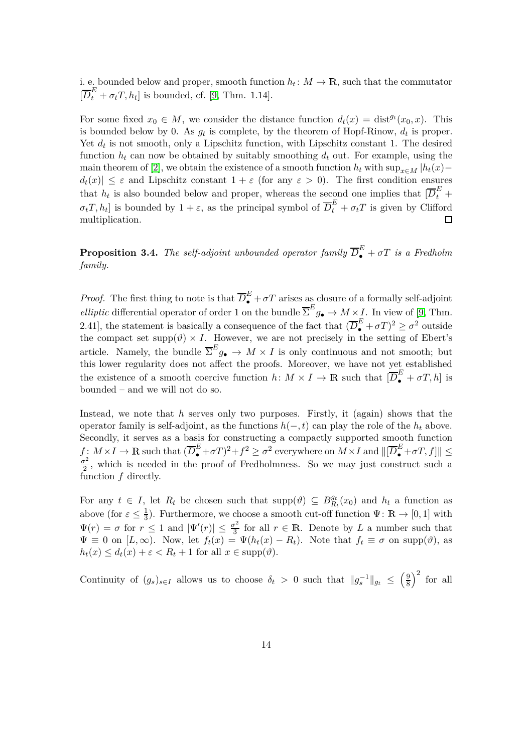i. e. bounded below and proper, smooth function $h_t\colon M \to \mathbb{R}$, such that the commutator $[\overline{D}^E_t + \sigma_t T, h_t]$ is bounded, cf. [9, Thm. 1.14].

For some fixed $x_0 \in M$, we consider the distance function $d_t(x) = \operatorname{dist}^{g_t}(x_0, x)$. This is bounded below by 0. As $g_t$ is complete, by the theorem of Hopf-Rinow, $d_t$ is proper. Yet $d_t$ is not smooth, only a Lipschitz function, with Lipschitz constant 1. The desired function $h_t$ can now be obtained by suitably smoothing $d_t$ out. For example, using the main theorem of [2], we obtain the existence of a smooth function $h_t$ with $\sup_{x\in M} |h_t(x) - d_t(x)| \leq \varepsilon$ and Lipschitz constant $1 + \varepsilon$ (for any $\varepsilon > 0$). The first condition ensures that $h_t$ is also bounded below and proper, whereas the second one implies that $[\overline{D}^E_t + \sigma_t T, h_t]$ is bounded by $1 + \varepsilon$, as the principal symbol of $\overline{D}^E_t + \sigma_t T$ is given by Clifford multiplication. ◻

**Proposition 3.4.** *The self-adjoint unbounded operator family $\overline{D}^E_\bullet + \sigma T$ is a Fredholm family.*

*Proof.* The first thing to note is that $\overline{D}^E_\bullet + \sigma T$ arises as closure of a formally self-adjoint *elliptic* differential operator of order 1 on the bundle $\overline{\Sigma}^E g_\bullet \to M \times I$. In view of [9, Thm. 2.41], the statement is basically a consequence of the fact that $(\overline{D}^E_\bullet + \sigma T)^2 \geq \sigma^2$ outside the compact set $\operatorname{supp}(\vartheta) \times I$. However, we are not precisely in the setting of Ebert's article. Namely, the bundle $\overline{\Sigma}^E g_\bullet \to M \times I$ is only continuous and not smooth; but this lower regularity does not affect the proofs. Moreover, we have not yet established the existence of a smooth coercive function $h\colon M \times I \to \mathbb{R}$ such that $[\overline{D}^E_\bullet + \sigma T, h]$ is bounded – and we will not do so.

Instead, we note that $h$ serves only two purposes. Firstly, it (again) shows that the operator family is self-adjoint, as the functions $h(-, t)$ can play the role of the $h_t$ above. Secondly, it serves as a basis for constructing a compactly supported smooth function $f\colon M \times I \to \mathbb{R}$ such that $(\overline{D}^E_\bullet + \sigma T)^2 + f^2 \geq \sigma^2$ everywhere on $M \times I$ and $\|[\overline{D}^E_\bullet + \sigma T, f]\| \leq \frac{\sigma^2}{2}$, which is needed in the proof of Fredholmness. So we may just construct such a function $f$ directly.

For any $t \in I$, let $R_t$ be chosen such that $\operatorname{supp}(\vartheta) \subseteq B^{g_t}_{R_t}(x_0)$ and $h_t$ a function as above (for $\varepsilon \leq \frac{1}{3}$). Furthermore, we choose a smooth cut-off function $\Psi\colon \mathbb{R} \to [0, 1]$ with $\Psi(r) = \sigma$ for $r \leq 1$ and $|\Psi'(r)| \leq \frac{\sigma^2}{3}$ for all $r \in \mathbb{R}$. Denote by $L$ a number such that $\Psi \equiv 0$ on $[L, \infty)$. Now, let $f_t(x) = \Psi(h_t(x) - R_t)$. Note that $f_t \equiv \sigma$ on $\operatorname{supp}(\vartheta)$, as $h_t(x) \leq d_t(x) + \varepsilon < R_t + 1$ for all $x \in \operatorname{supp}(\vartheta)$.

Continuity of $(g_s)_{s\in I}$ allows us to choose $\delta_t > 0$ such that $\|g_s^{-1}\|_{g_t} \leq \left(\frac{9}{8}\right)^2$ for all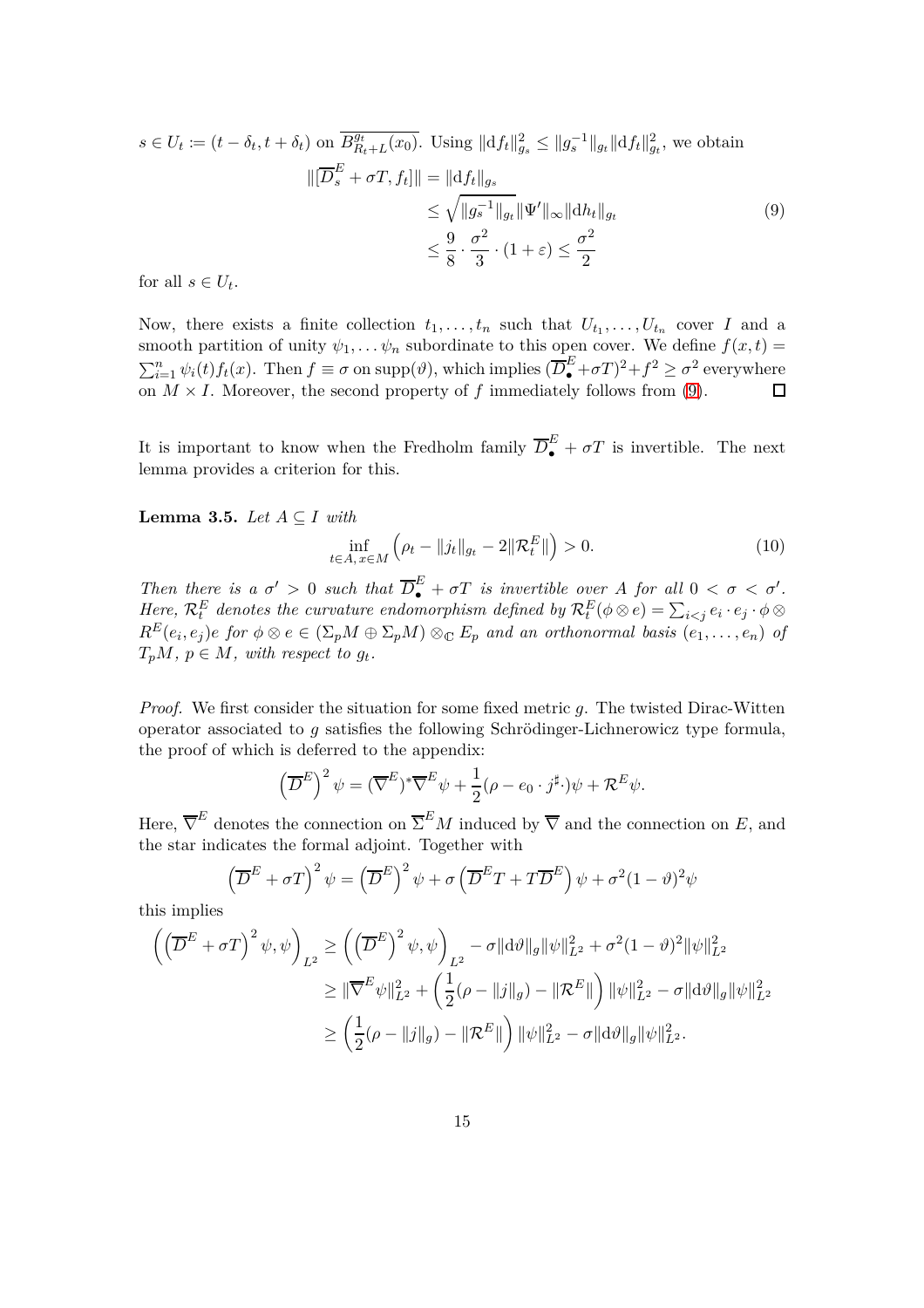$s \in U_t := (t - \delta_t, t + \delta_t)$ on $\overline{B^{g_t}_{R_t+L}(x_0)}$. Using $\|\mathrm{d}f_t\|^2_{g_s} \leq \|g_s^{-1}\|_{g_t} \|\mathrm{d}f_t\|^2_{g_t}$, we obtain

$$
\begin{aligned}
\|[\overline{D}^E_s + \sigma T, f_t]\| &= \|\mathrm{d}f_t\|_{g_s} \\
&\leq \sqrt{\|g_s^{-1}\|_{g_t}} \|\Psi'\|_\infty \|\mathrm{d}h_t\|_{g_t} \\
&\leq \frac{9}{8} \cdot \frac{\sigma^2}{3} \cdot (1+\varepsilon) \leq \frac{\sigma^2}{2}
\end{aligned}
\tag{9}
$$

for all $s \in U_t$.

Now, there exists a finite collection $t_1, \dots, t_n$ such that $U_{t_1}, \dots, U_{t_n}$ cover $I$ and a smooth partition of unity $\psi_1, \dots \psi_n$ subordinate to this open cover. We define $f(x,t) = \sum_{i=1}^n \psi_i(t) f_t(x)$. Then $f \equiv \sigma$ on $\mathrm{supp}(\vartheta)$, which implies $(\overline{D}^E_\bullet + \sigma T)^2 + f^2 \geq \sigma^2$ everywhere on $M \times I$. Moreover, the second property of $f$ immediately follows from (9). ∎

It is important to know when the Fredholm family $\overline{D}^E_\bullet + \sigma T$ is invertible. The next lemma provides a criterion for this.

**Lemma 3.5.** *Let $A \subseteq I$ with*

$$
\inf_{t \in A,\, x \in M} \left( \rho_t - \|j_t\|_{g_t} - 2\|\mathcal{R}^E_t\| \right) > 0. \tag{10}
$$

*Then there is a $\sigma' > 0$ such that $\overline{D}^E_\bullet + \sigma T$ is invertible over $A$ for all $0 < \sigma < \sigma'$. Here, $\mathcal{R}^E_t$ denotes the curvature endomorphism defined by $\mathcal{R}^E_t(\phi \otimes e) = \sum_{i<j} e_i \cdot e_j \cdot \phi \otimes R^E(e_i, e_j)e$ for $\phi \otimes e \in (\Sigma_p M \oplus \Sigma_p M) \otimes_{\mathbb{C}} E_p$ and an orthonormal basis $(e_1, \dots, e_n)$ of $T_p M$, $p \in M$, with respect to $g_t$.*

*Proof.* We first consider the situation for some fixed metric $g$. The twisted Dirac-Witten operator associated to $g$ satisfies the following Schrödinger-Lichnerowicz type formula, the proof of which is deferred to the appendix:

$$
\left(\overline{D}^E\right)^2 \psi = (\overline{\nabla}^E)^* \overline{\nabla}^E \psi + \frac{1}{2}(\rho - e_0 \cdot j^\sharp \cdot)\psi + \mathcal{R}^E \psi.
$$

Here, $\overline{\nabla}^E$ denotes the connection on $\overline{\Sigma}^E M$ induced by $\overline{\nabla}$ and the connection on $E$, and the star indicates the formal adjoint. Together with

$$
\left(\overline{D}^E + \sigma T\right)^2 \psi = \left(\overline{D}^E\right)^2 \psi + \sigma \left(\overline{D}^E T + T \overline{D}^E\right) \psi + \sigma^2 (1-\vartheta)^2 \psi
$$

this implies

$$
\begin{aligned}
\left( \left(\overline{D}^E + \sigma T\right)^2 \psi, \psi \right)_{L^2} &\geq \left( \left(\overline{D}^E\right)^2 \psi, \psi \right)_{L^2} - \sigma \|\mathrm{d}\vartheta\|_g \|\psi\|^2_{L^2} + \sigma^2 (1-\vartheta)^2 \|\psi\|^2_{L^2} \\
&\geq \|\overline{\nabla}^E \psi\|^2_{L^2} + \left( \frac{1}{2}(\rho - \|j\|_g) - \|\mathcal{R}^E\| \right) \|\psi\|^2_{L^2} - \sigma \|\mathrm{d}\vartheta\|_g \|\psi\|^2_{L^2} \\
&\geq \left( \frac{1}{2}(\rho - \|j\|_g) - \|\mathcal{R}^E\| \right) \|\psi\|^2_{L^2} - \sigma \|\mathrm{d}\vartheta\|_g \|\psi\|^2_{L^2}.
\end{aligned}
$$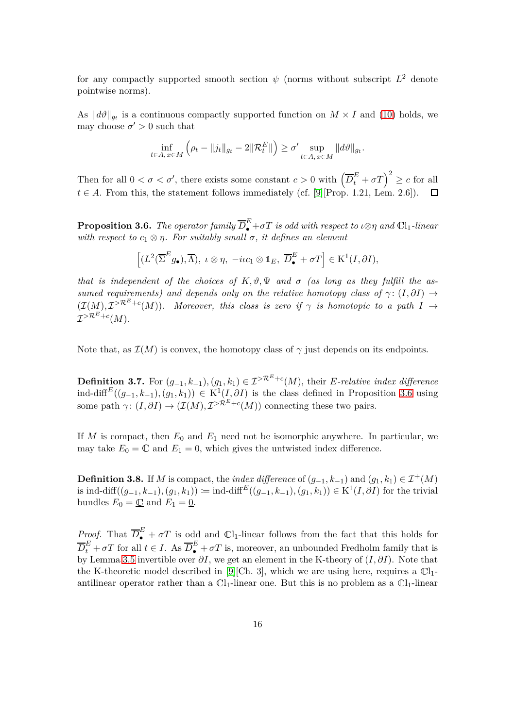for any compactly supported smooth section $\psi$ (norms without subscript $L^2$ denote pointwise norms).

As $\|d\vartheta\|_{g_t}$ is a continuous compactly supported function on $M \times I$ and (10) holds, we may choose $\sigma' > 0$ such that

$$\inf_{t \in A,\, x \in M} \left( \rho_t - \|j_t\|_{g_t} - 2\|\mathcal{R}^E_t\| \right) \geq \sigma' \sup_{t \in A,\, x \in M} \|d\vartheta\|_{g_t}.$$

Then for all $0 < \sigma < \sigma'$, there exists some constant $c > 0$ with $\left(\overline{D}^E_t + \sigma T\right)^2 \geq c$ for all $t \in A$. From this, the statement follows immediately (cf. [9][Prop. 1.21, Lem. 2.6]). ◻

**Proposition 3.6.** *The operator family $\overline{D}^E_\bullet + \sigma T$ is odd with respect to $\iota \otimes \eta$ and $\mathbb{C}\mathrm{l}_1$-linear with respect to $c_1 \otimes \eta$. For suitably small $\sigma$, it defines an element*

$$\left[ (L^2(\overline{\Sigma}^E g_\bullet), \overline{\Lambda}),\ \iota \otimes \eta,\ -\iota c_1 \otimes \mathbb{1}_E,\ \overline{D}^E_\bullet + \sigma T \right] \in \mathrm{K}^1(I, \partial I),$$

*that is independent of the choices of $K, \vartheta, \Psi$ and $\sigma$ (as long as they fulfill the assumed requirements) and depends only on the relative homotopy class of $\gamma \colon (I, \partial I) \to (\mathcal{I}(M), \mathcal{I}^{>\mathcal{R}^E + c}(M))$. Moreover, this class is zero if $\gamma$ is homotopic to a path $I \to \mathcal{I}^{>\mathcal{R}^E + c}(M)$.*

Note that, as $\mathcal{I}(M)$ is convex, the homotopy class of $\gamma$ just depends on its endpoints.

**Definition 3.7.** For $(g_{-1}, k_{-1}), (g_1, k_1) \in \mathcal{I}^{>\mathcal{R}^E + c}(M)$, their *$E$-relative index difference* $\text{ind-diff}^E((g_{-1}, k_{-1}), (g_1, k_1)) \in \mathrm{K}^1(I, \partial I)$ is the class defined in Proposition 3.6 using some path $\gamma \colon (I, \partial I) \to (\mathcal{I}(M), \mathcal{I}^{>\mathcal{R}^E + c}(M))$ connecting these two pairs.

If $M$ is compact, then $E_0$ and $E_1$ need not be isomorphic anywhere. In particular, we may take $E_0 = \mathbb{C}$ and $E_1 = 0$, which gives the untwisted index difference.

**Definition 3.8.** If $M$ is compact, the *index difference* of $(g_{-1}, k_{-1})$ and $(g_1, k_1) \in \mathcal{I}^+(M)$ is $\text{ind-diff}((g_{-1}, k_{-1}), (g_1, k_1)) := \text{ind-diff}^E((g_{-1}, k_{-1}), (g_1, k_1)) \in \mathrm{K}^1(I, \partial I)$ for the trivial bundles $E_0 = \underline{\mathbb{C}}$ and $E_1 = \underline{0}$.

*Proof.* That $\overline{D}^E_\bullet + \sigma T$ is odd and $\mathbb{C}\mathrm{l}_1$-linear follows from the fact that this holds for $\overline{D}^E_t + \sigma T$ for all $t \in I$. As $\overline{D}^E_\bullet + \sigma T$ is, moreover, an unbounded Fredholm family that is by Lemma 3.5 invertible over $\partial I$, we get an element in the K-theory of $(I, \partial I)$. Note that the K-theoretic model described in [9][Ch. 3], which we are using here, requires a $\mathbb{C}\mathrm{l}_1$-antilinear operator rather than a $\mathbb{C}\mathrm{l}_1$-linear one. But this is no problem as a $\mathbb{C}\mathrm{l}_1$-linear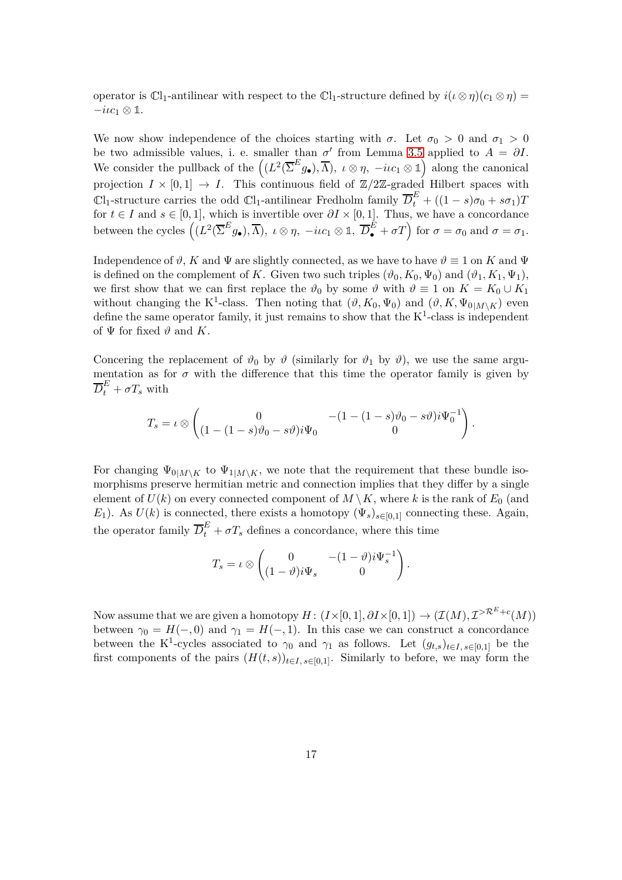operator is $\mathbb{C}l_1$-antilinear with respect to the $\mathbb{C}l_1$-structure defined by $i(\iota \otimes \eta)(c_1 \otimes \eta) = -i\iota c_1 \otimes \mathbb{1}$.

We now show independence of the choices starting with $\sigma$. Let $\sigma_0 > 0$ and $\sigma_1 > 0$ be two admissible values, i. e. smaller than $\sigma'$ from Lemma 3.5 applied to $A = \partial I$. We consider the pullback of the $\left((L^2(\overline{\Sigma}^E g_\bullet), \overline{\Lambda}),\ \iota \otimes \eta,\ -i\iota c_1 \otimes \mathbb{1}\right)$ along the canonical projection $I \times [0,1] \to I$. This continuous field of $\mathbb{Z}/2\mathbb{Z}$-graded Hilbert spaces with $\mathbb{C}l_1$-structure carries the odd $\mathbb{C}l_1$-antilinear Fredholm family $\overline{D}_t^E + ((1-s)\sigma_0 + s\sigma_1)T$ for $t \in I$ and $s \in [0,1]$, which is invertible over $\partial I \times [0,1]$. Thus, we have a concordance between the cycles $\left((L^2(\overline{\Sigma}^E g_\bullet), \overline{\Lambda}),\ \iota \otimes \eta,\ -i\iota c_1 \otimes \mathbb{1},\ \overline{D}_\bullet^E + \sigma T\right)$ for $\sigma = \sigma_0$ and $\sigma = \sigma_1$.

Independence of $\vartheta$, $K$ and $\Psi$ are slightly connected, as we have to have $\vartheta \equiv 1$ on $K$ and $\Psi$ is defined on the complement of $K$. Given two such triples $(\vartheta_0, K_0, \Psi_0)$ and $(\vartheta_1, K_1, \Psi_1)$, we first show that we can first replace the $\vartheta_0$ by some $\vartheta$ with $\vartheta \equiv 1$ on $K = K_0 \cup K_1$ without changing the $\mathrm{K}^1$-class. Then noting that $(\vartheta, K_0, \Psi_0)$ and $(\vartheta, K, \Psi_{0|M\setminus K})$ even define the same operator family, it just remains to show that the $\mathrm{K}^1$-class is independent of $\Psi$ for fixed $\vartheta$ and $K$.

Concering the replacement of $\vartheta_0$ by $\vartheta$ (similarly for $\vartheta_1$ by $\vartheta$), we use the same argumentation as for $\sigma$ with the difference that this time the operator family is given by $\overline{D}_t^E + \sigma T_s$ with

$$T_s = \iota \otimes \begin{pmatrix} 0 & -(1-(1-s)\vartheta_0 - s\vartheta)i\Psi_0^{-1} \\ (1-(1-s)\vartheta_0 - s\vartheta)i\Psi_0 & 0 \end{pmatrix}.$$

For changing $\Psi_{0|M\setminus K}$ to $\Psi_{1|M\setminus K}$, we note that the requirement that these bundle isomorphisms preserve hermitian metric and connection implies that they differ by a single element of $U(k)$ on every connected component of $M \setminus K$, where $k$ is the rank of $E_0$ (and $E_1$). As $U(k)$ is connected, there exists a homotopy $(\Psi_s)_{s\in[0,1]}$ connecting these. Again, the operator family $\overline{D}_t^E + \sigma T_s$ defines a concordance, where this time

$$T_s = \iota \otimes \begin{pmatrix} 0 & -(1-\vartheta)i\Psi_s^{-1} \\ (1-\vartheta)i\Psi_s & 0 \end{pmatrix}.$$

Now assume that we are given a homotopy $H\colon (I\times[0,1], \partial I\times[0,1]) \to (\mathcal{I}(M), \mathcal{I}^{>\mathcal{R}^E+c}(M))$ between $\gamma_0 = H(-,0)$ and $\gamma_1 = H(-,1)$. In this case we can construct a concordance between the $\mathrm{K}^1$-cycles associated to $\gamma_0$ and $\gamma_1$ as follows. Let $(g_{t,s})_{t\in I,\, s\in[0,1]}$ be the first components of the pairs $(H(t,s))_{t\in I,\, s\in[0,1]}$. Similarly to before, we may form the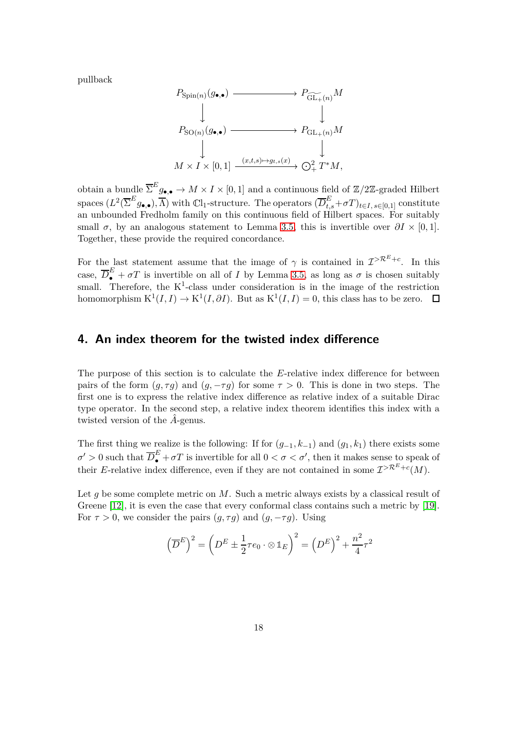pullback

$$
\begin{array}{ccc}
P_{\mathrm{Spin}(n)}(g_{\bullet,\bullet}) & \longrightarrow & P_{\widetilde{\mathrm{GL}_+(n)}}M \\
\downarrow & & \downarrow \\
P_{\mathrm{SO}(n)}(g_{\bullet,\bullet}) & \longrightarrow & P_{\mathrm{GL}_+(n)}M \\
\downarrow & & \downarrow \\
M \times I \times [0,1] & \xrightarrow{(x,t,s)\mapsto g_{t,s}(x)} & \bigodot^2_+ T^*M,
\end{array}
$$

obtain a bundle $\overline{\Sigma}^E g_{\bullet,\bullet} \to M \times I \times [0,1]$ and a continuous field of $\mathbb{Z}/2\mathbb{Z}$-graded Hilbert spaces $(L^2(\overline{\Sigma}^E g_{\bullet,\bullet}), \overline{\Lambda})$ with $\mathbb{C}\mathrm{l}_1$-structure. The operators $(\overline{D}^E_{t,s} + \sigma T)_{t\in I,\, s\in[0,1]}$ constitute an unbounded Fredholm family on this continuous field of Hilbert spaces. For suitably small $\sigma$, by an analogous statement to Lemma 3.5, this is invertible over $\partial I \times [0,1]$. Together, these provide the required concordance.

For the last statement assume that the image of $\gamma$ is contained in $\mathcal{I}^{>\mathcal{R}^E + c}$. In this case, $\overline{D}^E_\bullet + \sigma T$ is invertible on all of $I$ by Lemma 3.5, as long as $\sigma$ is chosen suitably small. Therefore, the $\mathrm{K}^1$-class under consideration is in the image of the restriction homomorphism $\mathrm{K}^1(I, I) \to \mathrm{K}^1(I, \partial I)$. But as $\mathrm{K}^1(I, I) = 0$, this class has to be zero. $\square$

## 4. An index theorem for the twisted index difference

The purpose of this section is to calculate the $E$-relative index difference for between pairs of the form $(g, \tau g)$ and $(g, -\tau g)$ for some $\tau > 0$. This is done in two steps. The first one is to express the relative index difference as relative index of a suitable Dirac type operator. In the second step, a relative index theorem identifies this index with a twisted version of the $\hat{A}$-genus.

The first thing we realize is the following: If for $(g_{-1}, k_{-1})$ and $(g_1, k_1)$ there exists some $\sigma' > 0$ such that $\overline{D}^E_\bullet + \sigma T$ is invertible for all $0 < \sigma < \sigma'$, then it makes sense to speak of their $E$-relative index difference, even if they are not contained in some $\mathcal{I}^{>\mathcal{R}^E + c}(M)$.

Let $g$ be some complete metric on $M$. Such a metric always exists by a classical result of Greene [12], it is even the case that every conformal class contains such a metric by [19]. For $\tau > 0$, we consider the pairs $(g, \tau g)$ and $(g, -\tau g)$. Using

$$
\left(\overline{D}^E\right)^2 = \left(D^E \pm \frac{1}{2}\tau e_0 \cdot \otimes \mathbb{1}_E\right)^2 = \left(D^E\right)^2 + \frac{n^2}{4}\tau^2
$$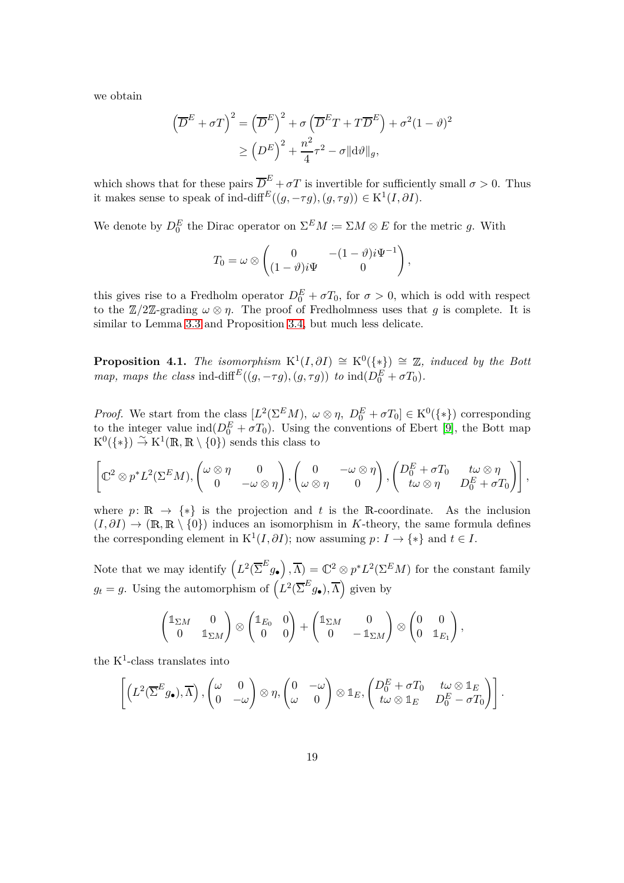we obtain

$$
\begin{aligned}
\left(\overline{D}^E + \sigma T\right)^2 &= \left(\overline{D}^E\right)^2 + \sigma\left(\overline{D}^E T + T\overline{D}^E\right) + \sigma^2(1-\vartheta)^2 \\
&\geq \left(D^E\right)^2 + \frac{n^2}{4}\tau^2 - \sigma\|\mathrm{d}\vartheta\|_g,
\end{aligned}
$$

which shows that for these pairs $\overline{D}^E + \sigma T$ is invertible for sufficiently small $\sigma > 0$. Thus it makes sense to speak of $\operatorname{ind-diff}^E((g,-\tau g),(g,\tau g)) \in \mathrm{K}^1(I,\partial I)$.

We denote by $D_0^E$ the Dirac operator on $\Sigma^E M \coloneqq \Sigma M \otimes E$ for the metric $g$. With

$$
T_0 = \omega \otimes \begin{pmatrix} 0 & -(1-\vartheta)i\Psi^{-1} \\ (1-\vartheta)i\Psi & 0 \end{pmatrix},
$$

this gives rise to a Fredholm operator $D_0^E + \sigma T_0$, for $\sigma > 0$, which is odd with respect to the $\mathbb{Z}/2\mathbb{Z}$-grading $\omega \otimes \eta$. The proof of Fredholmness uses that $g$ is complete. It is similar to Lemma 3.3 and Proposition 3.4, but much less delicate.

**Proposition 4.1.** *The isomorphism $\mathrm{K}^1(I,\partial I) \cong \mathrm{K}^0(\{*\}) \cong \mathbb{Z}$, induced by the Bott map, maps the class $\operatorname{ind-diff}^E((g,-\tau g),(g,\tau g))$ to $\operatorname{ind}(D_0^E + \sigma T_0)$.*

*Proof.* We start from the class $[L^2(\Sigma^E M),\ \omega\otimes\eta,\ D_0^E + \sigma T_0] \in \mathrm{K}^0(\{*\})$ corresponding to the integer value $\operatorname{ind}(D_0^E + \sigma T_0)$. Using the conventions of Ebert [9], the Bott map $\mathrm{K}^0(\{*\}) \xrightarrow{\sim} \mathrm{K}^1(\mathbb{R},\mathbb{R}\setminus\{0\})$ sends this class to

$$
\left[\mathbb{C}^2 \otimes p^*L^2(\Sigma^E M), \begin{pmatrix} \omega\otimes\eta & 0 \\ 0 & -\omega\otimes\eta \end{pmatrix}, \begin{pmatrix} 0 & -\omega\otimes\eta \\ \omega\otimes\eta & 0 \end{pmatrix}, \begin{pmatrix} D_0^E + \sigma T_0 & t\omega\otimes\eta \\ t\omega\otimes\eta & D_0^E + \sigma T_0 \end{pmatrix}\right],
$$

where $p\colon \mathbb{R} \to \{*\}$ is the projection and $t$ is the $\mathbb{R}$-coordinate. As the inclusion $(I,\partial I) \to (\mathbb{R},\mathbb{R}\setminus\{0\})$ induces an isomorphism in $K$-theory, the same formula defines the corresponding element in $\mathrm{K}^1(I,\partial I)$; now assuming $p\colon I \to \{*\}$ and $t \in I$.

Note that we may identify $\left(L^2(\overline{\Sigma}^E g_\bullet), \overline{\Lambda}\right) = \mathbb{C}^2 \otimes p^*L^2(\Sigma^E M)$ for the constant family $g_t = g$. Using the automorphism of $\left(L^2(\overline{\Sigma}^E g_\bullet), \overline{\Lambda}\right)$ given by

$$
\begin{pmatrix} \mathbb{1}_{\Sigma M} & 0 \\ 0 & \mathbb{1}_{\Sigma M} \end{pmatrix} \otimes \begin{pmatrix} \mathbb{1}_{E_0} & 0 \\ 0 & 0 \end{pmatrix} + \begin{pmatrix} \mathbb{1}_{\Sigma M} & 0 \\ 0 & -\mathbb{1}_{\Sigma M} \end{pmatrix} \otimes \begin{pmatrix} 0 & 0 \\ 0 & \mathbb{1}_{E_1} \end{pmatrix},
$$

the $\mathrm{K}^1$-class translates into

$$
\left[\left(L^2(\overline{\Sigma}^E g_\bullet), \overline{\Lambda}\right), \begin{pmatrix} \omega & 0 \\ 0 & -\omega \end{pmatrix} \otimes \eta, \begin{pmatrix} 0 & -\omega \\ \omega & 0 \end{pmatrix} \otimes \mathbb{1}_E, \begin{pmatrix} D_0^E + \sigma T_0 & t\omega\otimes\mathbb{1}_E \\ t\omega\otimes\mathbb{1}_E & D_0^E - \sigma T_0 \end{pmatrix}\right].
$$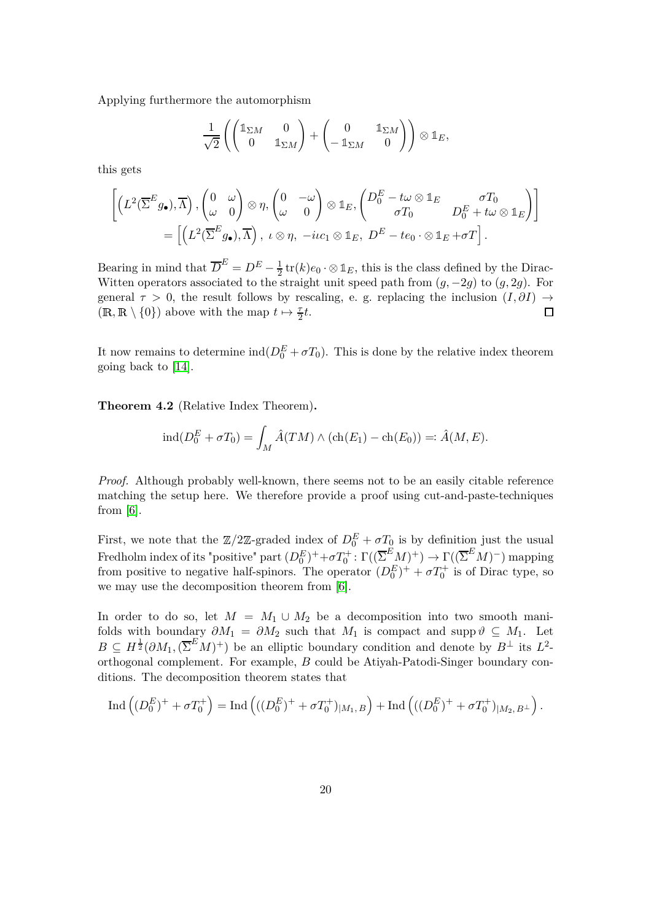Applying furthermore the automorphism

$$\frac{1}{\sqrt{2}}\left(\begin{pmatrix}\mathbb{1}_{\Sigma M} & 0\\ 0 & \mathbb{1}_{\Sigma M}\end{pmatrix}+\begin{pmatrix}0 & \mathbb{1}_{\Sigma M}\\ -\mathbb{1}_{\Sigma M} & 0\end{pmatrix}\right)\otimes \mathbb{1}_E,$$

this gets

$$\begin{aligned}\Bigg[\left(L^2(\overline{\Sigma}^E g_\bullet),\overline{\Lambda}\right), \begin{pmatrix}0 & \omega\\ \omega & 0\end{pmatrix}\otimes\eta, \begin{pmatrix}0 & -\omega\\ \omega & 0\end{pmatrix}\otimes \mathbb{1}_E, \begin{pmatrix}D_0^E - t\omega\otimes\mathbb{1}_E & \sigma T_0\\ \sigma T_0 & D_0^E+t\omega\otimes \mathbb{1}_E\end{pmatrix}\Bigg]\\ = \left[\left(L^2(\overline{\Sigma}^E g_\bullet),\overline{\Lambda}\right),\ \iota\otimes\eta,\ -\iota c_1\otimes \mathbb{1}_E,\ D^E - te_0\cdot\otimes\mathbb{1}_E + \sigma T\right].\end{aligned}$$

Bearing in mind that $\overline{D}^E = D^E - \frac{1}{2}\operatorname{tr}(k)e_0\cdot\otimes\mathbb{1}_E$, this is the class defined by the Dirac-Witten operators associated to the straight unit speed path from $(g,-2g)$ to $(g,2g)$. For general $\tau>0$, the result follows by rescaling, e. g. replacing the inclusion $(I,\partial I)\to(\mathbb{R},\mathbb{R}\setminus\{0\})$ above with the map $t\mapsto \frac{\tau}{2}t$. □

It now remains to determine $\operatorname{ind}(D_0^E+\sigma T_0)$. This is done by the relative index theorem going back to [14].

**Theorem 4.2** (Relative Index Theorem)**.**

$$\operatorname{ind}(D_0^E+\sigma T_0)=\int_M \hat{A}(TM)\wedge(\operatorname{ch}(E_1)-\operatorname{ch}(E_0)) =: \hat{A}(M,E).$$

*Proof.* Although probably well-known, there seems not to be an easily citable reference matching the setup here. We therefore provide a proof using cut-and-paste-techniques from [6].

First, we note that the $\mathbb{Z}/2\mathbb{Z}$-graded index of $D_0^E+\sigma T_0$ is by definition just the usual Fredholm index of its "positive" part $(D_0^E)^+ + \sigma T_0^+\colon \Gamma((\overline{\Sigma}^E M)^+)\to\Gamma((\overline{\Sigma}^E M)^-)$ mapping from positive to negative half-spinors. The operator $(D_0^E)^+ + \sigma T_0^+$ is of Dirac type, so we may use the decomposition theorem from [6].

In order to do so, let $M = M_1\cup M_2$ be a decomposition into two smooth manifolds with boundary $\partial M_1=\partial M_2$ such that $M_1$ is compact and $\operatorname{supp}\vartheta\subseteq M_1$. Let $B\subseteq H^{\frac{1}{2}}(\partial M_1,(\overline{\Sigma}^E M)^+)$ be an elliptic boundary condition and denote by $B^\perp$ its $L^2$-orthogonal complement. For example, $B$ could be Atiyah-Patodi-Singer boundary conditions. The decomposition theorem states that

$$\operatorname{Ind}\left((D_0^E)^+ + \sigma T_0^+\right) = \operatorname{Ind}\left(((D_0^E)^+ + \sigma T_0^+)_{|M_1,B}\right) + \operatorname{Ind}\left(((D_0^E)^+ + \sigma T_0^+)_{|M_2,B^\perp}\right).$$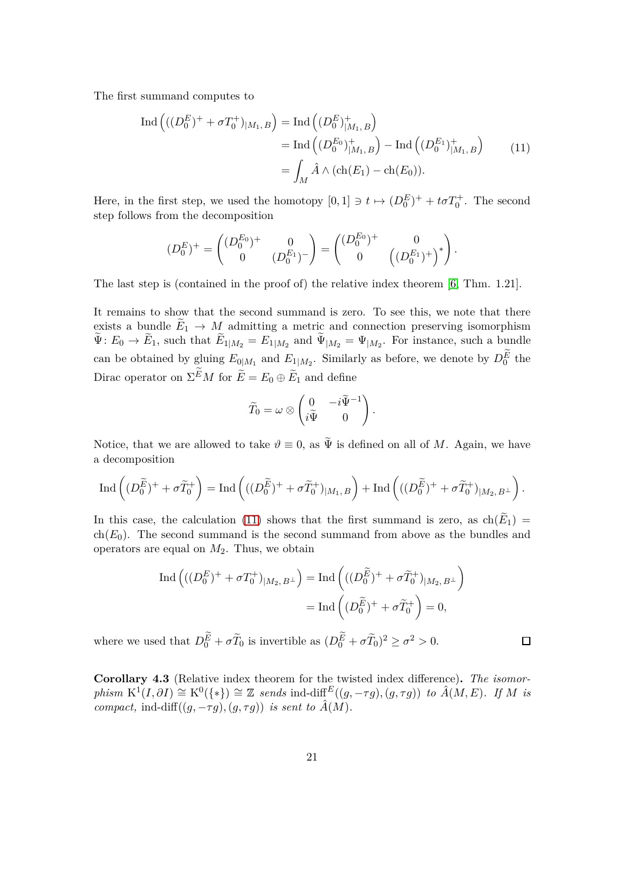The first summand computes to

$$
\begin{aligned}
\operatorname{Ind}\left(((D_0^E)^+ + \sigma T_0^+)_{|M_1,B}\right) &= \operatorname{Ind}\left((D_0^E)^+_{|M_1,B}\right) \\
&= \operatorname{Ind}\left((D_0^{E_0})^+_{|M_1,B}\right) - \operatorname{Ind}\left((D_0^{E_1})^+_{|M_1,B}\right) \\
&= \int_M \hat{A} \wedge (\operatorname{ch}(E_1) - \operatorname{ch}(E_0)).
\end{aligned}
\tag{11}
$$

Here, in the first step, we used the homotopy $[0,1] \ni t \mapsto (D_0^E)^+ + t\sigma T_0^+$. The second step follows from the decomposition

$$
(D_0^E)^+ = \begin{pmatrix} (D_0^{E_0})^+ & 0 \\ 0 & (D_0^{E_1})^- \end{pmatrix} = \begin{pmatrix} (D_0^{E_0})^+ & 0 \\ 0 & \left((D_0^{E_1})^+\right)^* \end{pmatrix}.
$$

The last step is (contained in the proof of) the relative index theorem [6, Thm. 1.21].

It remains to show that the second summand is zero. To see this, we note that there exists a bundle $\widetilde{E}_1 \to M$ admitting a metric and connection preserving isomorphism $\widetilde{\Psi}\colon E_0 \to \widetilde{E}_1$, such that $\widetilde{E}_{1|M_2} = E_{1|M_2}$ and $\widetilde{\Psi}_{|M_2} = \Psi_{|M_2}$. For instance, such a bundle can be obtained by gluing $E_{0|M_1}$ and $E_{1|M_2}$. Similarly as before, we denote by $D_0^{\widetilde{E}}$ the Dirac operator on $\Sigma^{\widetilde{E}}M$ for $\widetilde{E} = E_0 \oplus \widetilde{E}_1$ and define

$$
\widetilde{T}_0 = \omega \otimes \begin{pmatrix} 0 & -i\widetilde{\Psi}^{-1} \\ i\widetilde{\Psi} & 0 \end{pmatrix}.
$$

Notice, that we are allowed to take $\vartheta \equiv 0$, as $\widetilde{\Psi}$ is defined on all of $M$. Again, we have a decomposition

$$
\operatorname{Ind}\left((D_0^{\widetilde{E}})^+ + \sigma \widetilde{T}_0^+\right) = \operatorname{Ind}\left(((D_0^{\widetilde{E}})^+ + \sigma \widetilde{T}_0^+)_{|M_1,B}\right) + \operatorname{Ind}\left(((D_0^{\widetilde{E}})^+ + \sigma \widetilde{T}_0^+)_{|M_2,B^\perp}\right).
$$

In this case, the calculation (11) shows that the first summand is zero, as $\operatorname{ch}(\widetilde{E}_1) = \operatorname{ch}(E_0)$. The second summand is the second summand from above as the bundles and operators are equal on $M_2$. Thus, we obtain

$$
\begin{aligned}
\operatorname{Ind}\left(((D_0^E)^+ + \sigma T_0^+)_{|M_2,B^\perp}\right) &= \operatorname{Ind}\left(((D_0^{\widetilde{E}})^+ + \sigma \widetilde{T}_0^+)_{|M_2,B^\perp}\right) \\
&= \operatorname{Ind}\left((D_0^{\widetilde{E}})^+ + \sigma \widetilde{T}_0^+\right) = 0,
\end{aligned}
$$

where we used that $D_0^{\widetilde{E}} + \sigma \widetilde{T}_0$ is invertible as $(D_0^{\widetilde{E}} + \sigma \widetilde{T}_0)^2 \geq \sigma^2 > 0$. ∎

**Corollary 4.3** (Relative index theorem for the twisted index difference)**.** *The isomorphism $\mathrm{K}^1(I, \partial I) \cong \mathrm{K}^0(\{*\}) \cong \mathbb{Z}$ sends $\operatorname{ind-diff}^E((g, -\tau g), (g, \tau g))$ to $\hat{A}(M, E)$. If $M$ is compact, $\operatorname{ind-diff}((g, -\tau g), (g, \tau g))$ is sent to $\hat{A}(M)$.*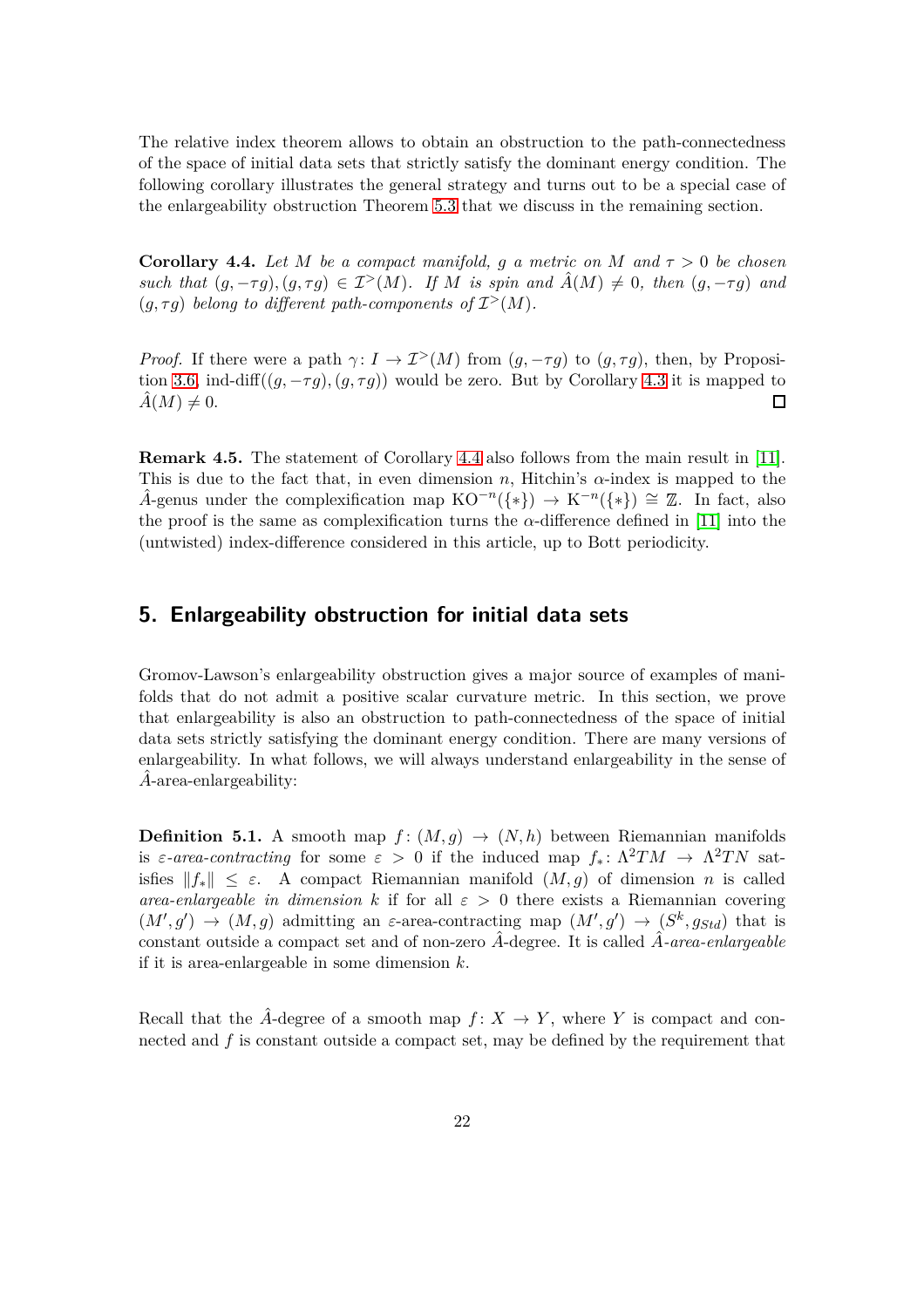The relative index theorem allows to obtain an obstruction to the path-connectedness of the space of initial data sets that strictly satisfy the dominant energy condition. The following corollary illustrates the general strategy and turns out to be a special case of the enlargeability obstruction Theorem 5.3 that we discuss in the remaining section.

**Corollary 4.4.** *Let $M$ be a compact manifold, $g$ a metric on $M$ and $\tau > 0$ be chosen such that $(g, -\tau g), (g, \tau g) \in \mathcal{I}^>(M)$. If $M$ is spin and $\hat{A}(M) \neq 0$, then $(g, -\tau g)$ and $(g, \tau g)$ belong to different path-components of $\mathcal{I}^>(M)$.*

*Proof.* If there were a path $\gamma\colon I \to \mathcal{I}^>(M)$ from $(g, -\tau g)$ to $(g, \tau g)$, then, by Proposition 3.6, ind-diff$((g, -\tau g), (g, \tau g))$ would be zero. But by Corollary 4.3 it is mapped to $\hat{A}(M) \neq 0$. ∎

**Remark 4.5.** The statement of Corollary 4.4 also follows from the main result in [11]. This is due to the fact that, in even dimension $n$, Hitchin's $\alpha$-index is mapped to the $\hat{A}$-genus under the complexification map $\mathrm{KO}^{-n}(\{*\}) \to \mathrm{K}^{-n}(\{*\}) \cong \mathbb{Z}$. In fact, also the proof is the same as complexification turns the $\alpha$-difference defined in [11] into the (untwisted) index-difference considered in this article, up to Bott periodicity.

## 5. Enlargeability obstruction for initial data sets

Gromov-Lawson's enlargeability obstruction gives a major source of examples of manifolds that do not admit a positive scalar curvature metric. In this section, we prove that enlargeability is also an obstruction to path-connectedness of the space of initial data sets strictly satisfying the dominant energy condition. There are many versions of enlargeability. In what follows, we will always understand enlargeability in the sense of $\hat{A}$-area-enlargeability:

**Definition 5.1.** A smooth map $f\colon (M, g) \to (N, h)$ between Riemannian manifolds is *$\varepsilon$-area-contracting* for some $\varepsilon > 0$ if the induced map $f_*\colon \Lambda^2 TM \to \Lambda^2 TN$ satisfies $\|f_*\| \leq \varepsilon$. A compact Riemannian manifold $(M, g)$ of dimension $n$ is called *area-enlargeable in dimension $k$* if for all $\varepsilon > 0$ there exists a Riemannian covering $(M', g') \to (M, g)$ admitting an $\varepsilon$-area-contracting map $(M', g') \to (S^k, g_{Std})$ that is constant outside a compact set and of non-zero $\hat{A}$-degree. It is called *$\hat{A}$-area-enlargeable* if it is area-enlargeable in some dimension $k$.

Recall that the $\hat{A}$-degree of a smooth map $f\colon X \to Y$, where $Y$ is compact and connected and $f$ is constant outside a compact set, may be defined by the requirement that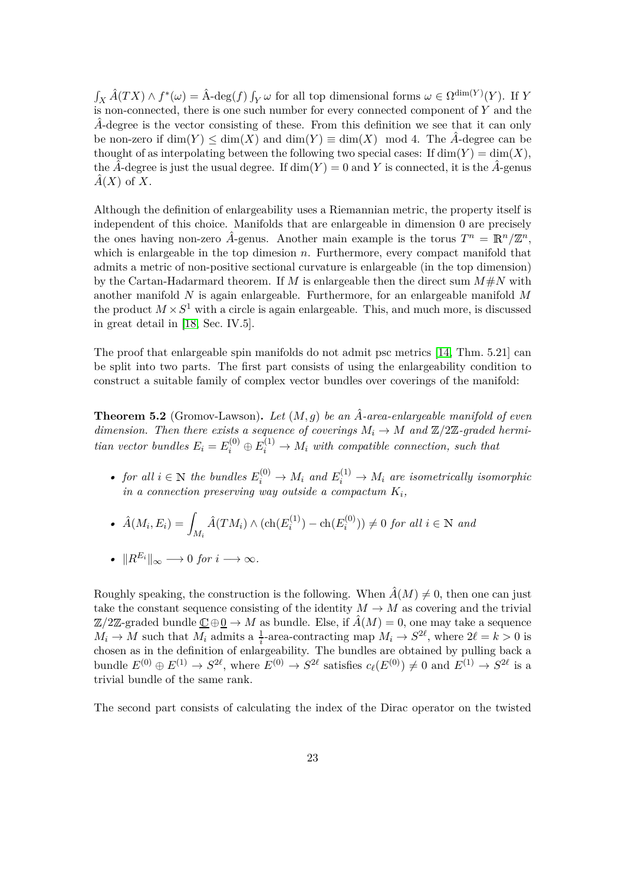$\int_X \hat{A}(TX) \wedge f^*(\omega) = \hat{\text{A}}\text{-deg}(f) \int_Y \omega$ for all top dimensional forms $\omega \in \Omega^{\dim(Y)}(Y)$. If $Y$ is non-connected, there is one such number for every connected component of $Y$ and the $\hat{A}$-degree is the vector consisting of these. From this definition we see that it can only be non-zero if $\dim(Y) \leq \dim(X)$ and $\dim(Y) \equiv \dim(X) \mod 4$. The $\hat{A}$-degree can be thought of as interpolating between the following two special cases: If $\dim(Y) = \dim(X)$, the $\hat{A}$-degree is just the usual degree. If $\dim(Y) = 0$ and $Y$ is connected, it is the $\hat{A}$-genus $\hat{A}(X)$ of $X$.

Although the definition of enlargeability uses a Riemannian metric, the property itself is independent of this choice. Manifolds that are enlargeable in dimension 0 are precisely the ones having non-zero $\hat{A}$-genus. Another main example is the torus $T^n = \mathbb{R}^n/\mathbb{Z}^n$, which is enlargeable in the top dimesion $n$. Furthermore, every compact manifold that admits a metric of non-positive sectional curvature is enlargeable (in the top dimension) by the Cartan-Hadarmard theorem. If $M$ is enlargeable then the direct sum $M\#N$ with another manifold $N$ is again enlargeable. Furthermore, for an enlargeable manifold $M$ the product $M \times S^1$ with a circle is again enlargeable. This, and much more, is discussed in great detail in [18, Sec. IV.5].

The proof that enlargeable spin manifolds do not admit psc metrics [14, Thm. 5.21] can be split into two parts. The first part consists of using the enlargeability condition to construct a suitable family of complex vector bundles over coverings of the manifold:

**Theorem 5.2** (Gromov-Lawson). *Let $(M, g)$ be an $\hat{A}$-area-enlargeable manifold of even dimension. Then there exists a sequence of coverings $M_i \to M$ and $\mathbb{Z}/2\mathbb{Z}$-graded hermitian vector bundles $E_i = E_i^{(0)} \oplus E_i^{(1)} \to M_i$ with compatible connection, such that*

- *for all $i \in \mathbb{N}$ the bundles $E_i^{(0)} \to M_i$ and $E_i^{(1)} \to M_i$ are isometrically isomorphic in a connection preserving way outside a compactum $K_i$,*
- $\hat{A}(M_i, E_i) = \int_{M_i} \hat{A}(TM_i) \wedge (\text{ch}(E_i^{(1)}) - \text{ch}(E_i^{(0)})) \neq 0$ *for all $i \in \mathbb{N}$ and*
- $\|R^{E_i}\|_\infty \longrightarrow 0$ *for $i \longrightarrow \infty$.*

Roughly speaking, the construction is the following. When $\hat{A}(M) \neq 0$, then one can just take the constant sequence consisting of the identity $M \to M$ as covering and the trivial $\mathbb{Z}/2\mathbb{Z}$-graded bundle $\underline{\mathbb{C}} \oplus \underline{0} \to M$ as bundle. Else, if $\hat{A}(M) = 0$, one may take a sequence $M_i \to M$ such that $M_i$ admits a $\frac{1}{i}$-area-contracting map $M_i \to S^{2\ell}$, where $2\ell = k > 0$ is chosen as in the definition of enlargeability. The bundles are obtained by pulling back a bundle $E^{(0)} \oplus E^{(1)} \to S^{2\ell}$, where $E^{(0)} \to S^{2\ell}$ satisfies $c_\ell(E^{(0)}) \neq 0$ and $E^{(1)} \to S^{2\ell}$ is a trivial bundle of the same rank.

The second part consists of calculating the index of the Dirac operator on the twisted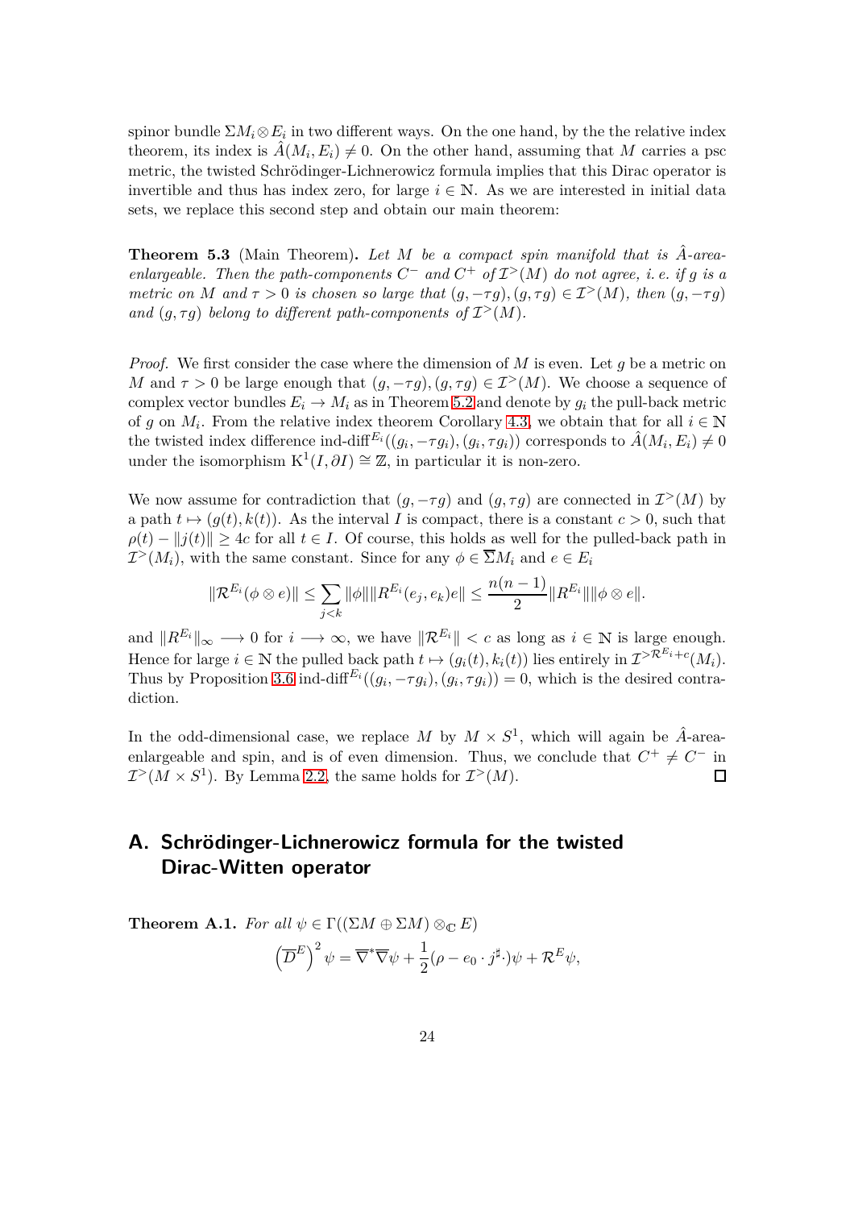spinor bundle $\Sigma M_i \otimes E_i$ in two different ways. On the one hand, by the the relative index theorem, its index is $\hat{A}(M_i, E_i) \neq 0$. On the other hand, assuming that $M$ carries a psc metric, the twisted Schrödinger-Lichnerowicz formula implies that this Dirac operator is invertible and thus has index zero, for large $i \in \mathbb{N}$. As we are interested in initial data sets, we replace this second step and obtain our main theorem:

**Theorem 5.3** (Main Theorem)**.** *Let $M$ be a compact spin manifold that is $\hat{A}$-area-enlargeable. Then the path-components $C^-$ and $C^+$ of $\mathcal{I}^>(M)$ do not agree, i. e. if $g$ is a metric on $M$ and $\tau > 0$ is chosen so large that $(g, -\tau g), (g, \tau g) \in \mathcal{I}^>(M)$, then $(g, -\tau g)$ and $(g, \tau g)$ belong to different path-components of $\mathcal{I}^>(M)$.*

*Proof.* We first consider the case where the dimension of $M$ is even. Let $g$ be a metric on $M$ and $\tau > 0$ be large enough that $(g, -\tau g), (g, \tau g) \in \mathcal{I}^>(M)$. We choose a sequence of complex vector bundles $E_i \to M_i$ as in Theorem 5.2 and denote by $g_i$ the pull-back metric of $g$ on $M_i$. From the relative index theorem Corollary 4.3, we obtain that for all $i \in \mathbb{N}$ the twisted index difference $\text{ind-diff}^{E_i}((g_i, -\tau g_i), (g_i, \tau g_i))$ corresponds to $\hat{A}(M_i, E_i) \neq 0$ under the isomorphism $\mathrm{K}^1(I, \partial I) \cong \mathbb{Z}$, in particular it is non-zero.

We now assume for contradiction that $(g, -\tau g)$ and $(g, \tau g)$ are connected in $\mathcal{I}^>(M)$ by a path $t \mapsto (g(t), k(t))$. As the interval $I$ is compact, there is a constant $c > 0$, such that $\rho(t) - \|j(t)\| \geq 4c$ for all $t \in I$. Of course, this holds as well for the pulled-back path in $\mathcal{I}^>(M_i)$, with the same constant. Since for any $\phi \in \overline{\Sigma} M_i$ and $e \in E_i$

$$\|\mathcal{R}^{E_i}(\phi \otimes e)\| \leq \sum_{j<k} \|\phi\| \|R^{E_i}(e_j, e_k)e\| \leq \frac{n(n-1)}{2} \|R^{E_i}\| \|\phi \otimes e\|.$$

and $\|R^{E_i}\|_\infty \longrightarrow 0$ for $i \longrightarrow \infty$, we have $\|\mathcal{R}^{E_i}\| < c$ as long as $i \in \mathbb{N}$ is large enough. Hence for large $i \in \mathbb{N}$ the pulled back path $t \mapsto (g_i(t), k_i(t))$ lies entirely in $\mathcal{I}^{>\mathcal{R}^{E_i}+c}(M_i)$. Thus by Proposition 3.6 $\text{ind-diff}^{E_i}((g_i, -\tau g_i), (g_i, \tau g_i)) = 0$, which is the desired contradiction.

In the odd-dimensional case, we replace $M$ by $M \times S^1$, which will again be $\hat{A}$-area-enlargeable and spin, and is of even dimension. Thus, we conclude that $C^+ \neq C^-$ in $\mathcal{I}^>(M \times S^1)$. By Lemma 2.2, the same holds for $\mathcal{I}^>(M)$. $\square$

# A. Schrödinger-Lichnerowicz formula for the twisted Dirac-Witten operator

**Theorem A.1.** *For all $\psi \in \Gamma((\Sigma M \oplus \Sigma M) \otimes_{\mathbb{C}} E)$*

$$\left(\overline{D}^E\right)^2 \psi = \overline{\nabla}^* \overline{\nabla} \psi + \frac{1}{2}(\rho - e_0 \cdot j^\sharp \cdot)\psi + \mathcal{R}^E \psi,$$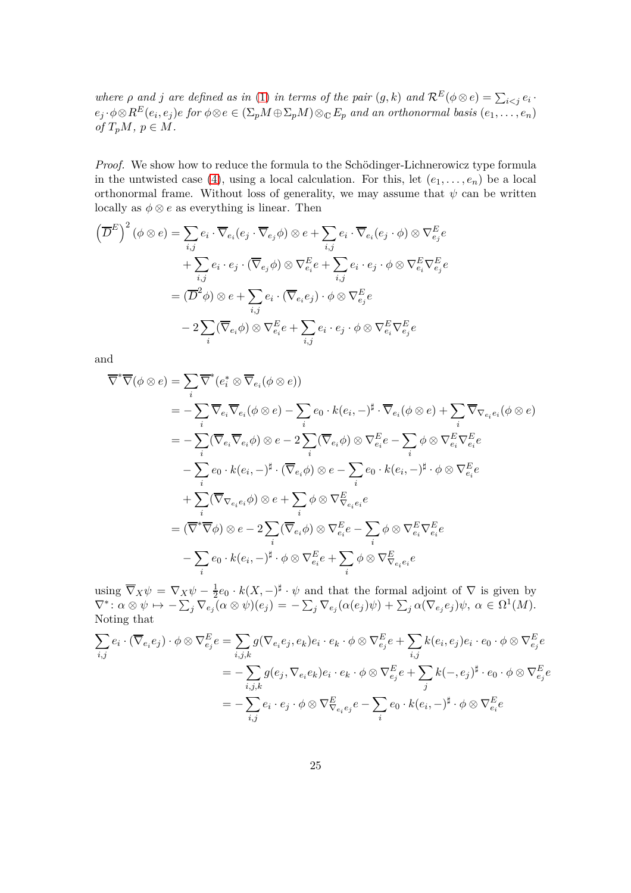*where $\rho$ and $j$ are defined as in (1) in terms of the pair $(g,k)$ and $\mathcal{R}^E(\phi\otimes e) = \sum_{i<j} e_i \cdot e_j \cdot \phi \otimes R^E(e_i,e_j)e$ for $\phi\otimes e \in (\Sigma_p M \oplus \Sigma_p M)\otimes_{\mathbb{C}} E_p$ and an orthonormal basis $(e_1,\dots,e_n)$ of $T_pM$, $p\in M$.*

*Proof.* We show how to reduce the formula to the Schödinger-Lichnerowicz type formula in the untwisted case (4), using a local calculation. For this, let $(e_1,\dots,e_n)$ be a local orthonormal frame. Without loss of generality, we may assume that $\psi$ can be written locally as $\phi\otimes e$ as everything is linear. Then

$$
\begin{aligned}
\left(\overline{D}^E\right)^2(\phi\otimes e) &= \sum_{i,j} e_i\cdot\overline{\nabla}_{e_i}(e_j\cdot\overline{\nabla}_{e_j}\phi)\otimes e + \sum_{i,j} e_i\cdot\overline{\nabla}_{e_i}(e_j\cdot\phi)\otimes\nabla^E_{e_j}e \\
&\quad + \sum_{i,j} e_i\cdot e_j\cdot(\overline{\nabla}_{e_j}\phi)\otimes\nabla^E_{e_i}e + \sum_{i,j} e_i\cdot e_j\cdot\phi\otimes\nabla^E_{e_i}\nabla^E_{e_j}e \\
&= (\overline{D}^2\phi)\otimes e + \sum_{i,j} e_i\cdot(\overline{\nabla}_{e_i}e_j)\cdot\phi\otimes\nabla^E_{e_j}e \\
&\quad - 2\sum_i(\overline{\nabla}_{e_i}\phi)\otimes\nabla^E_{e_i}e + \sum_{i,j} e_i\cdot e_j\cdot\phi\otimes\nabla^E_{e_i}\nabla^E_{e_j}e
\end{aligned}
$$

and

$$
\begin{aligned}
\overline{\nabla}^*\overline{\nabla}(\phi\otimes e) &= \sum_i \overline{\nabla}^*(e_i^*\otimes\overline{\nabla}_{e_i}(\phi\otimes e)) \\
&= -\sum_i\overline{\nabla}_{e_i}\overline{\nabla}_{e_i}(\phi\otimes e) - \sum_i e_0\cdot k(e_i,-)^\sharp\cdot\overline{\nabla}_{e_i}(\phi\otimes e) + \sum_i\overline{\nabla}_{\nabla_{e_i}e_i}(\phi\otimes e) \\
&= -\sum_i(\overline{\nabla}_{e_i}\overline{\nabla}_{e_i}\phi)\otimes e - 2\sum_i(\overline{\nabla}_{e_i}\phi)\otimes\nabla^E_{e_i}e - \sum_i\phi\otimes\nabla^E_{e_i}\nabla^E_{e_i}e \\
&\quad - \sum_i e_0\cdot k(e_i,-)^\sharp\cdot(\overline{\nabla}_{e_i}\phi)\otimes e - \sum_i e_0\cdot k(e_i,-)^\sharp\cdot\phi\otimes\nabla^E_{e_i}e \\
&\quad + \sum_i(\overline{\nabla}_{\nabla_{e_i}e_i}\phi)\otimes e + \sum_i\phi\otimes\nabla^E_{\nabla_{e_i}e_i}e \\
&= (\overline{\nabla}^*\overline{\nabla}\phi)\otimes e - 2\sum_i(\overline{\nabla}_{e_i}\phi)\otimes\nabla^E_{e_i}e - \sum_i\phi\otimes\nabla^E_{e_i}\nabla^E_{e_i}e \\
&\quad - \sum_i e_0\cdot k(e_i,-)^\sharp\cdot\phi\otimes\nabla^E_{e_i}e + \sum_i\phi\otimes\nabla^E_{\nabla_{e_i}e_i}e
\end{aligned}
$$

using $\overline{\nabla}_X\psi = \nabla_X\psi - \frac{1}{2}e_0\cdot k(X,-)^\sharp\cdot\psi$ and that the formal adjoint of $\nabla$ is given by $\nabla^*\colon \alpha\otimes\psi\mapsto -\sum_j\nabla_{e_j}(\alpha\otimes\psi)(e_j) = -\sum_j\nabla_{e_j}(\alpha(e_j)\psi) + \sum_j\alpha(\nabla_{e_j}e_j)\psi$, $\alpha\in\Omega^1(M)$. Noting that

$$
\begin{aligned}
\sum_{i,j} e_i\cdot(\overline{\nabla}_{e_i}e_j)\cdot\phi\otimes\nabla^E_{e_j}e &= \sum_{i,j,k} g(\nabla_{e_i}e_j,e_k)e_i\cdot e_k\cdot\phi\otimes\nabla^E_{e_j}e + \sum_{i,j} k(e_i,e_j)e_i\cdot e_0\cdot\phi\otimes\nabla^E_{e_j}e \\
&= -\sum_{i,j,k} g(e_j,\nabla_{e_i}e_k)e_i\cdot e_k\cdot\phi\otimes\nabla^E_{e_j}e + \sum_j k(-,e_j)^\sharp\cdot e_0\cdot\phi\otimes\nabla^E_{e_j}e \\
&= -\sum_{i,j} e_i\cdot e_j\cdot\phi\otimes\nabla^E_{\nabla_{e_i}e_j}e - \sum_i e_0\cdot k(e_i,-)^\sharp\cdot\phi\otimes\nabla^E_{e_i}e
\end{aligned}
$$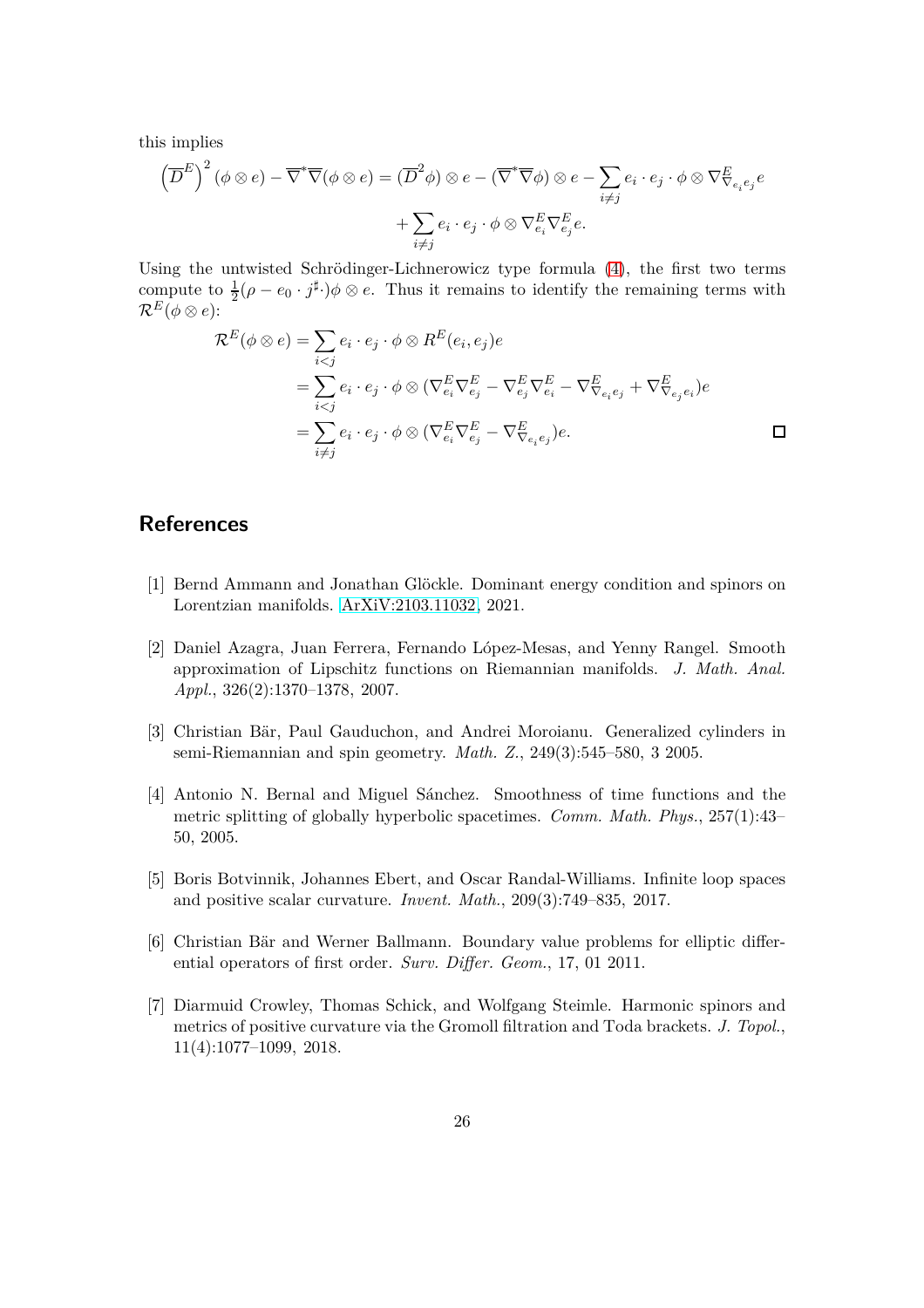this implies

$$\left(\overline{D}^E\right)^2(\phi\otimes e)-\overline{\nabla}^*\overline{\nabla}(\phi\otimes e)=(\overline{D}^2\phi)\otimes e-(\overline{\nabla}^*\overline{\nabla}\phi)\otimes e-\sum_{i\neq j}e_i\cdot e_j\cdot\phi\otimes\nabla^E_{\nabla_{e_i}e_j}e$$
$$+\sum_{i\neq j}e_i\cdot e_j\cdot\phi\otimes\nabla^E_{e_i}\nabla^E_{e_j}e.$$

Using the untwisted Schrödinger-Lichnerowicz type formula (4), the first two terms compute to $\frac{1}{2}(\rho-e_0\cdot j^\sharp\cdot)\phi\otimes e$. Thus it remains to identify the remaining terms with $\mathcal{R}^E(\phi\otimes e)$:

$$\begin{aligned}
\mathcal{R}^E(\phi\otimes e)&=\sum_{i<j}e_i\cdot e_j\cdot\phi\otimes R^E(e_i,e_j)e\\
&=\sum_{i<j}e_i\cdot e_j\cdot\phi\otimes(\nabla^E_{e_i}\nabla^E_{e_j}-\nabla^E_{e_j}\nabla^E_{e_i}-\nabla^E_{\nabla_{e_i}e_j}+\nabla^E_{\nabla_{e_j}e_i})e\\
&=\sum_{i\neq j}e_i\cdot e_j\cdot\phi\otimes(\nabla^E_{e_i}\nabla^E_{e_j}-\nabla^E_{\nabla_{e_i}e_j})e.
\end{aligned}$$

□

## References

[1] Bernd Ammann and Jonathan Glöckle. Dominant energy condition and spinors on Lorentzian manifolds. ArXiV:2103.11032, 2021.

[2] Daniel Azagra, Juan Ferrera, Fernando López-Mesas, and Yenny Rangel. Smooth approximation of Lipschitz functions on Riemannian manifolds. *J. Math. Anal. Appl.*, 326(2):1370–1378, 2007.

[3] Christian Bär, Paul Gauduchon, and Andrei Moroianu. Generalized cylinders in semi-Riemannian and spin geometry. *Math. Z.*, 249(3):545–580, 3 2005.

[4] Antonio N. Bernal and Miguel Sánchez. Smoothness of time functions and the metric splitting of globally hyperbolic spacetimes. *Comm. Math. Phys.*, 257(1):43–50, 2005.

[5] Boris Botvinnik, Johannes Ebert, and Oscar Randal-Williams. Infinite loop spaces and positive scalar curvature. *Invent. Math.*, 209(3):749–835, 2017.

[6] Christian Bär and Werner Ballmann. Boundary value problems for elliptic differential operators of first order. *Surv. Differ. Geom.*, 17, 01 2011.

[7] Diarmuid Crowley, Thomas Schick, and Wolfgang Steimle. Harmonic spinors and metrics of positive curvature via the Gromoll filtration and Toda brackets. *J. Topol.*, 11(4):1077–1099, 2018.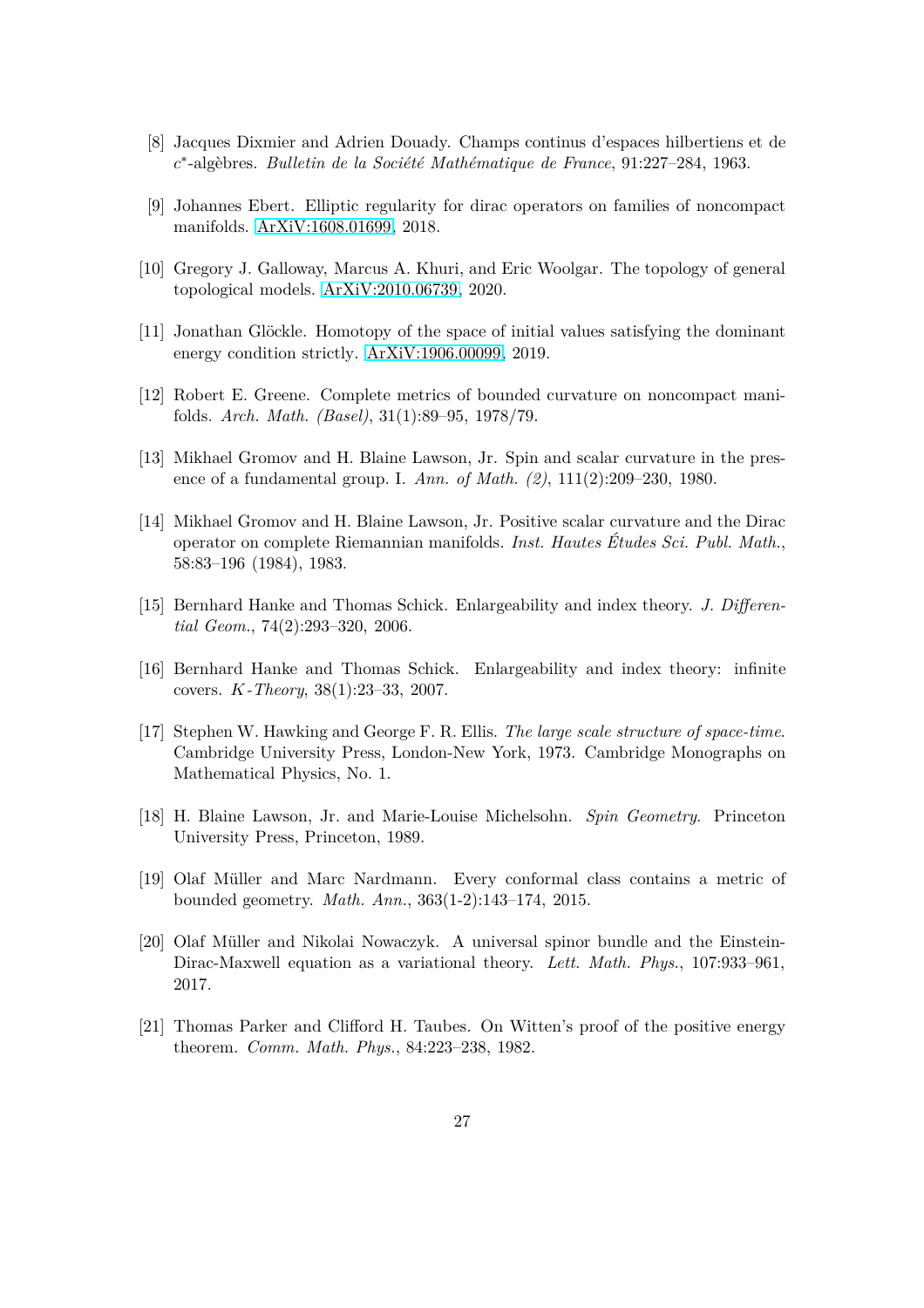[8] Jacques Dixmier and Adrien Douady. Champs continus d'espaces hilbertiens et de $c^*$-algèbres. *Bulletin de la Société Mathématique de France*, 91:227–284, 1963.

[9] Johannes Ebert. Elliptic regularity for dirac operators on families of noncompact manifolds. ArXiV:1608.01699, 2018.

[10] Gregory J. Galloway, Marcus A. Khuri, and Eric Woolgar. The topology of general topological models. ArXiV:2010.06739, 2020.

[11] Jonathan Glöckle. Homotopy of the space of initial values satisfying the dominant energy condition strictly. ArXiV:1906.00099, 2019.

[12] Robert E. Greene. Complete metrics of bounded curvature on noncompact manifolds. *Arch. Math. (Basel)*, 31(1):89–95, 1978/79.

[13] Mikhael Gromov and H. Blaine Lawson, Jr. Spin and scalar curvature in the presence of a fundamental group. I. *Ann. of Math. (2)*, 111(2):209–230, 1980.

[14] Mikhael Gromov and H. Blaine Lawson, Jr. Positive scalar curvature and the Dirac operator on complete Riemannian manifolds. *Inst. Hautes Études Sci. Publ. Math.*, 58:83–196 (1984), 1983.

[15] Bernhard Hanke and Thomas Schick. Enlargeability and index theory. *J. Differential Geom.*, 74(2):293–320, 2006.

[16] Bernhard Hanke and Thomas Schick. Enlargeability and index theory: infinite covers. *K-Theory*, 38(1):23–33, 2007.

[17] Stephen W. Hawking and George F. R. Ellis. *The large scale structure of space-time*. Cambridge University Press, London-New York, 1973. Cambridge Monographs on Mathematical Physics, No. 1.

[18] H. Blaine Lawson, Jr. and Marie-Louise Michelsohn. *Spin Geometry*. Princeton University Press, Princeton, 1989.

[19] Olaf Müller and Marc Nardmann. Every conformal class contains a metric of bounded geometry. *Math. Ann.*, 363(1-2):143–174, 2015.

[20] Olaf Müller and Nikolai Nowaczyk. A universal spinor bundle and the Einstein-Dirac-Maxwell equation as a variational theory. *Lett. Math. Phys.*, 107:933–961, 2017.

[21] Thomas Parker and Clifford H. Taubes. On Witten's proof of the positive energy theorem. *Comm. Math. Phys.*, 84:223–238, 1982.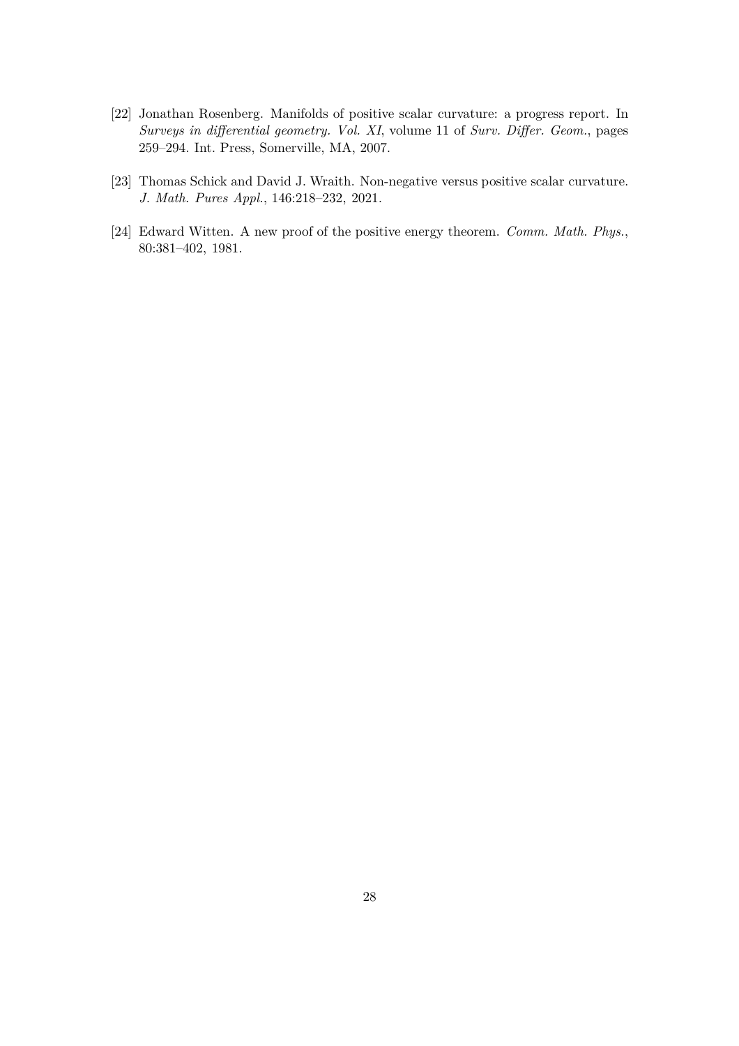[22] Jonathan Rosenberg. Manifolds of positive scalar curvature: a progress report. In *Surveys in differential geometry. Vol. XI*, volume 11 of *Surv. Differ. Geom.*, pages 259–294. Int. Press, Somerville, MA, 2007.

[23] Thomas Schick and David J. Wraith. Non-negative versus positive scalar curvature. *J. Math. Pures Appl.*, 146:218–232, 2021.

[24] Edward Witten. A new proof of the positive energy theorem. *Comm. Math. Phys.*, 80:381–402, 1981.